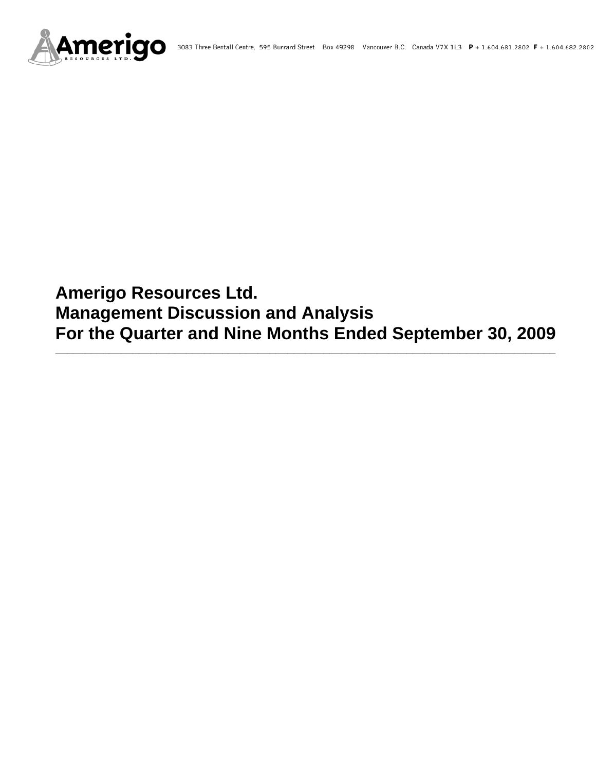3083 Three Bentall Centre, 595 Burrard Street Box 49298 Vancouver B.C. Canada V7X 1L3 **P** + 1.604.681.2802 **F** + 1.604.682.2802

# Amerigo Resources Ltd.
# Management Discussion and Analysis
# For the Quarter and Nine Months Ended September 30, 2009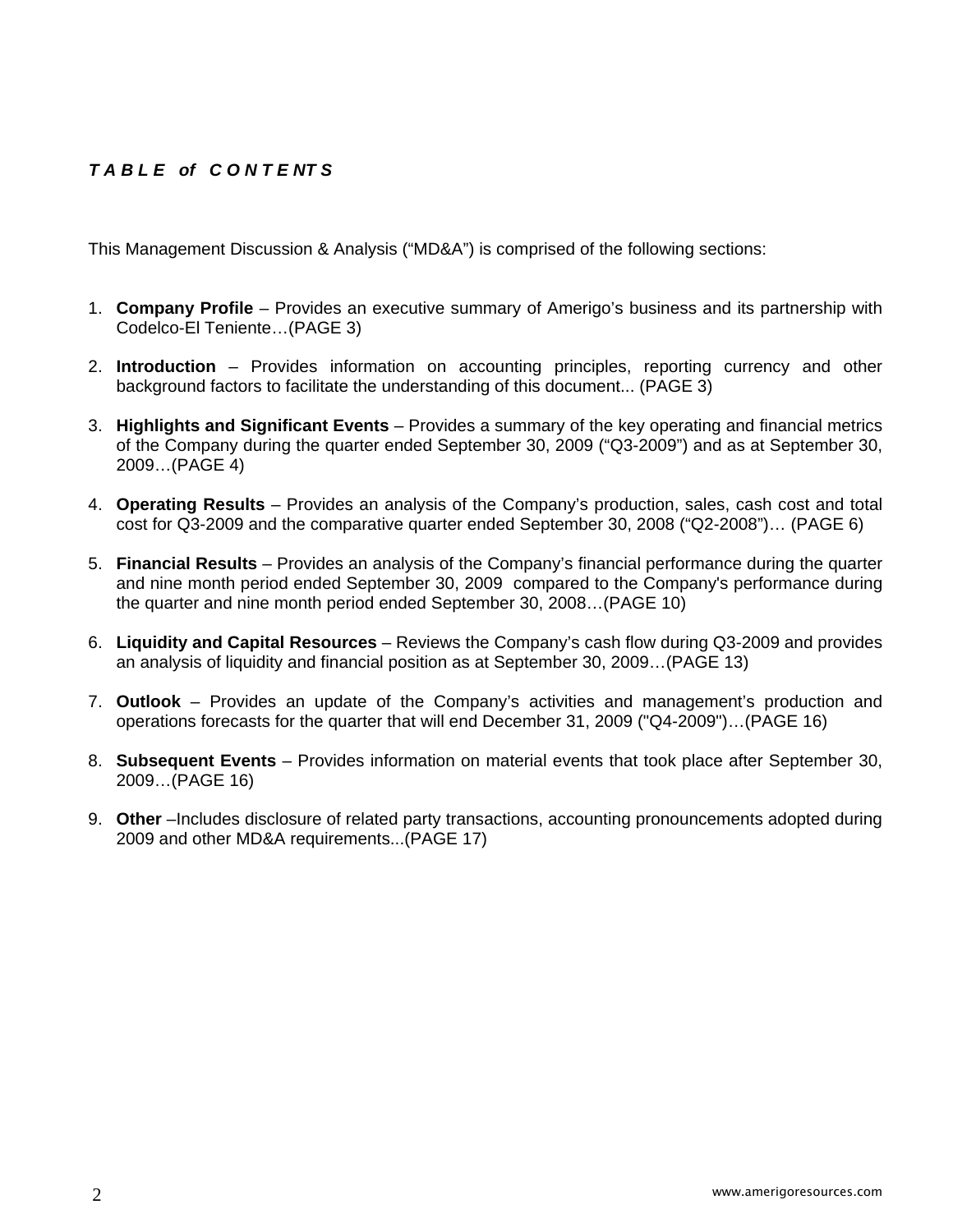# *TABLE of CONTENTS*

This Management Discussion & Analysis ("MD&A") is comprised of the following sections:

1. **Company Profile** – Provides an executive summary of Amerigo's business and its partnership with Codelco-El Teniente…(PAGE 3)

2. **Introduction** – Provides information on accounting principles, reporting currency and other background factors to facilitate the understanding of this document... (PAGE 3)

3. **Highlights and Significant Events** – Provides a summary of the key operating and financial metrics of the Company during the quarter ended September 30, 2009 ("Q3-2009") and as at September 30, 2009…(PAGE 4)

4. **Operating Results** – Provides an analysis of the Company's production, sales, cash cost and total cost for Q3-2009 and the comparative quarter ended September 30, 2008 ("Q2-2008")… (PAGE 6)

5. **Financial Results** – Provides an analysis of the Company's financial performance during the quarter and nine month period ended September 30, 2009 compared to the Company's performance during the quarter and nine month period ended September 30, 2008…(PAGE 10)

6. **Liquidity and Capital Resources** – Reviews the Company's cash flow during Q3-2009 and provides an analysis of liquidity and financial position as at September 30, 2009…(PAGE 13)

7. **Outlook** – Provides an update of the Company's activities and management's production and operations forecasts for the quarter that will end December 31, 2009 ("Q4-2009")…(PAGE 16)

8. **Subsequent Events** – Provides information on material events that took place after September 30, 2009…(PAGE 16)

9. **Other** –Includes disclosure of related party transactions, accounting pronouncements adopted during 2009 and other MD&A requirements...(PAGE 17)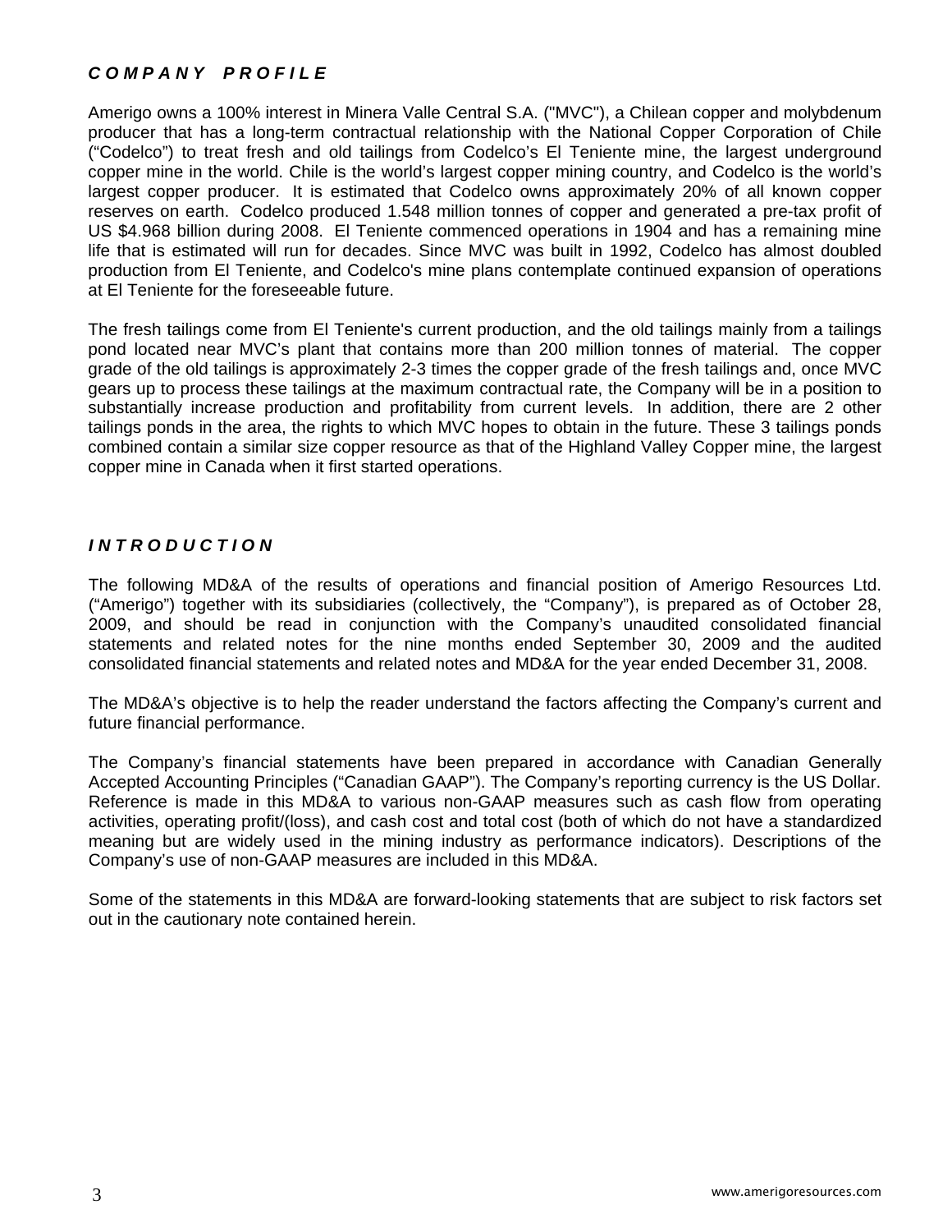## *COMPANY PROFILE*

Amerigo owns a 100% interest in Minera Valle Central S.A. ("MVC"), a Chilean copper and molybdenum producer that has a long-term contractual relationship with the National Copper Corporation of Chile ("Codelco") to treat fresh and old tailings from Codelco's El Teniente mine, the largest underground copper mine in the world. Chile is the world's largest copper mining country, and Codelco is the world's largest copper producer. It is estimated that Codelco owns approximately 20% of all known copper reserves on earth. Codelco produced 1.548 million tonnes of copper and generated a pre-tax profit of US $4.968 billion during 2008. El Teniente commenced operations in 1904 and has a remaining mine life that is estimated will run for decades. Since MVC was built in 1992, Codelco has almost doubled production from El Teniente, and Codelco's mine plans contemplate continued expansion of operations at El Teniente for the foreseeable future.

The fresh tailings come from El Teniente's current production, and the old tailings mainly from a tailings pond located near MVC's plant that contains more than 200 million tonnes of material. The copper grade of the old tailings is approximately 2-3 times the copper grade of the fresh tailings and, once MVC gears up to process these tailings at the maximum contractual rate, the Company will be in a position to substantially increase production and profitability from current levels. In addition, there are 2 other tailings ponds in the area, the rights to which MVC hopes to obtain in the future. These 3 tailings ponds combined contain a similar size copper resource as that of the Highland Valley Copper mine, the largest copper mine in Canada when it first started operations.

## *INTRODUCTION*

The following MD&A of the results of operations and financial position of Amerigo Resources Ltd. ("Amerigo") together with its subsidiaries (collectively, the "Company"), is prepared as of October 28, 2009, and should be read in conjunction with the Company's unaudited consolidated financial statements and related notes for the nine months ended September 30, 2009 and the audited consolidated financial statements and related notes and MD&A for the year ended December 31, 2008.

The MD&A's objective is to help the reader understand the factors affecting the Company's current and future financial performance.

The Company's financial statements have been prepared in accordance with Canadian Generally Accepted Accounting Principles ("Canadian GAAP"). The Company's reporting currency is the US Dollar. Reference is made in this MD&A to various non-GAAP measures such as cash flow from operating activities, operating profit/(loss), and cash cost and total cost (both of which do not have a standardized meaning but are widely used in the mining industry as performance indicators). Descriptions of the Company's use of non-GAAP measures are included in this MD&A.

Some of the statements in this MD&A are forward-looking statements that are subject to risk factors set out in the cautionary note contained herein.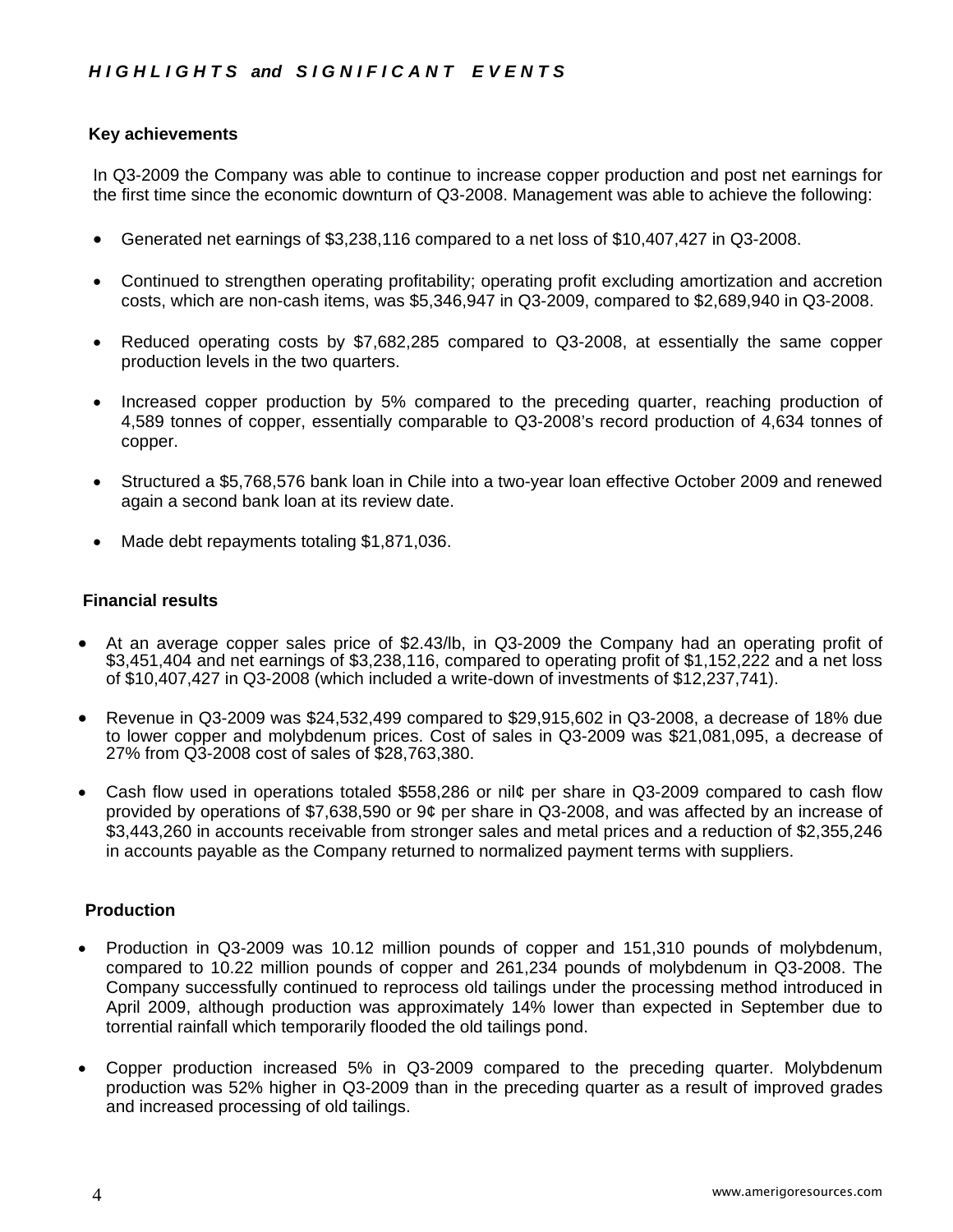## *HIGHLIGHTS and SIGNIFICANT EVENTS*

### Key achievements

In Q3-2009 the Company was able to continue to increase copper production and post net earnings for the first time since the economic downturn of Q3-2008. Management was able to achieve the following:

- Generated net earnings of $3,238,116 compared to a net loss of $10,407,427 in Q3-2008.
- Continued to strengthen operating profitability; operating profit excluding amortization and accretion costs, which are non-cash items, was $5,346,947 in Q3-2009, compared to $2,689,940 in Q3-2008.
- Reduced operating costs by $7,682,285 compared to Q3-2008, at essentially the same copper production levels in the two quarters.
- Increased copper production by 5% compared to the preceding quarter, reaching production of 4,589 tonnes of copper, essentially comparable to Q3-2008's record production of 4,634 tonnes of copper.
- Structured a $5,768,576 bank loan in Chile into a two-year loan effective October 2009 and renewed again a second bank loan at its review date.
- Made debt repayments totaling $1,871,036.

### Financial results

- At an average copper sales price of $2.43/lb, in Q3-2009 the Company had an operating profit of $3,451,404 and net earnings of $3,238,116, compared to operating profit of $1,152,222 and a net loss of $10,407,427 in Q3-2008 (which included a write-down of investments of $12,237,741).
- Revenue in Q3-2009 was $24,532,499 compared to $29,915,602 in Q3-2008, a decrease of 18% due to lower copper and molybdenum prices. Cost of sales in Q3-2009 was $21,081,095, a decrease of 27% from Q3-2008 cost of sales of $28,763,380.
- Cash flow used in operations totaled $558,286 or nil¢ per share in Q3-2009 compared to cash flow provided by operations of $7,638,590 or 9¢ per share in Q3-2008, and was affected by an increase of $3,443,260 in accounts receivable from stronger sales and metal prices and a reduction of $2,355,246 in accounts payable as the Company returned to normalized payment terms with suppliers.

### Production

- Production in Q3-2009 was 10.12 million pounds of copper and 151,310 pounds of molybdenum, compared to 10.22 million pounds of copper and 261,234 pounds of molybdenum in Q3-2008. The Company successfully continued to reprocess old tailings under the processing method introduced in April 2009, although production was approximately 14% lower than expected in September due to torrential rainfall which temporarily flooded the old tailings pond.
- Copper production increased 5% in Q3-2009 compared to the preceding quarter. Molybdenum production was 52% higher in Q3-2009 than in the preceding quarter as a result of improved grades and increased processing of old tailings.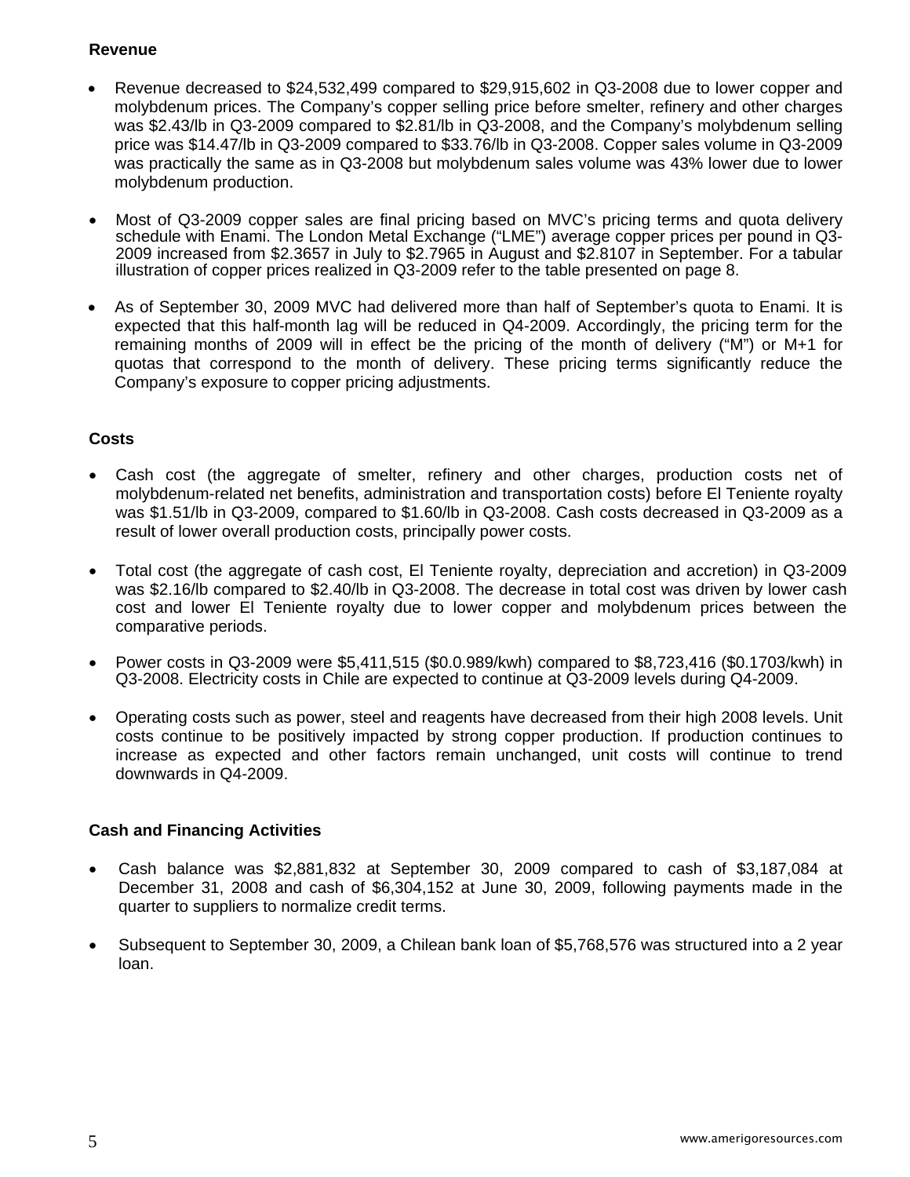**Revenue**

- Revenue decreased to $24,532,499 compared to $29,915,602 in Q3-2008 due to lower copper and molybdenum prices. The Company's copper selling price before smelter, refinery and other charges was $2.43/lb in Q3-2009 compared to $2.81/lb in Q3-2008, and the Company's molybdenum selling price was $14.47/lb in Q3-2009 compared to $33.76/lb in Q3-2008. Copper sales volume in Q3-2009 was practically the same as in Q3-2008 but molybdenum sales volume was 43% lower due to lower molybdenum production.

- Most of Q3-2009 copper sales are final pricing based on MVC's pricing terms and quota delivery schedule with Enami. The London Metal Exchange ("LME") average copper prices per pound in Q3-2009 increased from $2.3657 in July to $2.7965 in August and $2.8107 in September. For a tabular illustration of copper prices realized in Q3-2009 refer to the table presented on page 8.

- As of September 30, 2009 MVC had delivered more than half of September's quota to Enami. It is expected that this half-month lag will be reduced in Q4-2009. Accordingly, the pricing term for the remaining months of 2009 will in effect be the pricing of the month of delivery ("M") or M+1 for quotas that correspond to the month of delivery. These pricing terms significantly reduce the Company's exposure to copper pricing adjustments.

**Costs**

- Cash cost (the aggregate of smelter, refinery and other charges, production costs net of molybdenum-related net benefits, administration and transportation costs) before El Teniente royalty was $1.51/lb in Q3-2009, compared to $1.60/lb in Q3-2008. Cash costs decreased in Q3-2009 as a result of lower overall production costs, principally power costs.

- Total cost (the aggregate of cash cost, El Teniente royalty, depreciation and accretion) in Q3-2009 was $2.16/lb compared to $2.40/lb in Q3-2008. The decrease in total cost was driven by lower cash cost and lower El Teniente royalty due to lower copper and molybdenum prices between the comparative periods.

- Power costs in Q3-2009 were $5,411,515 ($0.0.989/kwh) compared to $8,723,416 ($0.1703/kwh) in Q3-2008. Electricity costs in Chile are expected to continue at Q3-2009 levels during Q4-2009.

- Operating costs such as power, steel and reagents have decreased from their high 2008 levels. Unit costs continue to be positively impacted by strong copper production. If production continues to increase as expected and other factors remain unchanged, unit costs will continue to trend downwards in Q4-2009.

**Cash and Financing Activities**

- Cash balance was $2,881,832 at September 30, 2009 compared to cash of $3,187,084 at December 31, 2008 and cash of $6,304,152 at June 30, 2009, following payments made in the quarter to suppliers to normalize credit terms.

- Subsequent to September 30, 2009, a Chilean bank loan of $5,768,576 was structured into a 2 year loan.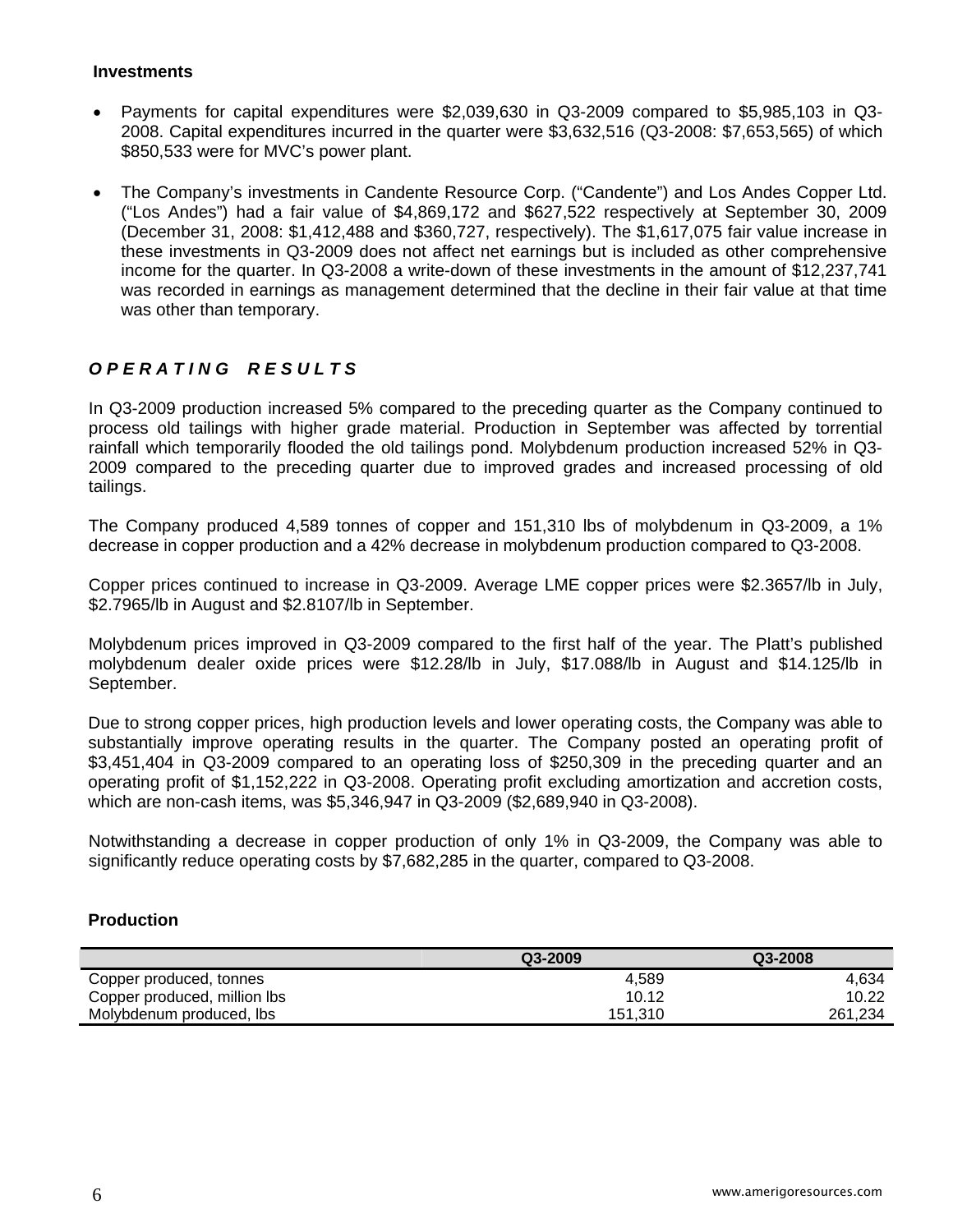### Investments

- Payments for capital expenditures were $2,039,630 in Q3-2009 compared to $5,985,103 in Q3-2008. Capital expenditures incurred in the quarter were $3,632,516 (Q3-2008: $7,653,565) of which $850,533 were for MVC's power plant.

- The Company's investments in Candente Resource Corp. ("Candente") and Los Andes Copper Ltd. ("Los Andes") had a fair value of $4,869,172 and $627,522 respectively at September 30, 2009 (December 31, 2008: $1,412,488 and $360,727, respectively). The $1,617,075 fair value increase in these investments in Q3-2009 does not affect net earnings but is included as other comprehensive income for the quarter. In Q3-2008 a write-down of these investments in the amount of $12,237,741 was recorded in earnings as management determined that the decline in their fair value at that time was other than temporary.

## *OPERATING RESULTS*

In Q3-2009 production increased 5% compared to the preceding quarter as the Company continued to process old tailings with higher grade material. Production in September was affected by torrential rainfall which temporarily flooded the old tailings pond. Molybdenum production increased 52% in Q3-2009 compared to the preceding quarter due to improved grades and increased processing of old tailings.

The Company produced 4,589 tonnes of copper and 151,310 lbs of molybdenum in Q3-2009, a 1% decrease in copper production and a 42% decrease in molybdenum production compared to Q3-2008.

Copper prices continued to increase in Q3-2009. Average LME copper prices were $2.3657/lb in July, $2.7965/lb in August and $2.8107/lb in September.

Molybdenum prices improved in Q3-2009 compared to the first half of the year. The Platt's published molybdenum dealer oxide prices were $12.28/lb in July, $17.088/lb in August and $14.125/lb in September.

Due to strong copper prices, high production levels and lower operating costs, the Company was able to substantially improve operating results in the quarter. The Company posted an operating profit of $3,451,404 in Q3-2009 compared to an operating loss of $250,309 in the preceding quarter and an operating profit of $1,152,222 in Q3-2008. Operating profit excluding amortization and accretion costs, which are non-cash items, was $5,346,947 in Q3-2009 ($2,689,940 in Q3-2008).

Notwithstanding a decrease in copper production of only 1% in Q3-2009, the Company was able to significantly reduce operating costs by $7,682,285 in the quarter, compared to Q3-2008.

### Production

| | Q3-2009 | Q3-2008 |
|---|---|---|
| Copper produced, tonnes | 4,589 | 4,634 |
| Copper produced, million lbs | 10.12 | 10.22 |
| Molybdenum produced, lbs | 151,310 | 261,234 |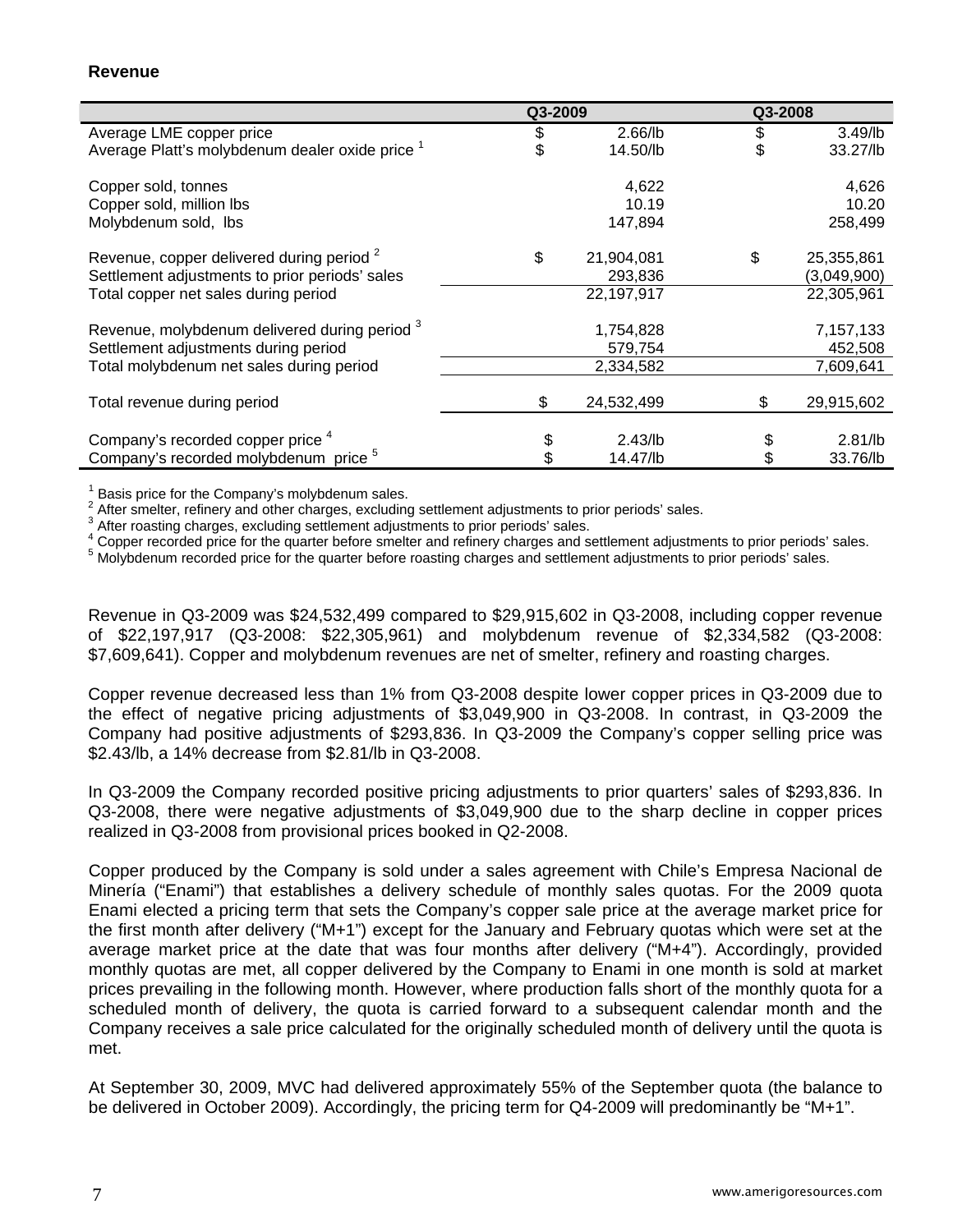**Revenue**

| | Q3-2009 | Q3-2008 |
|---|---|---|
| Average LME copper price | $ 2.66/lb | $ 3.49/lb |
| Average Platt's molybdenum dealer oxide price [1] | $ 14.50/lb | $ 33.27/lb |
| | | |
| Copper sold, tonnes | 4,622 | 4,626 |
| Copper sold, million lbs | 10.19 | 10.20 |
| Molybdenum sold, lbs | 147,894 | 258,499 |
| | | |
| Revenue, copper delivered during period [2] | $ 21,904,081 | $ 25,355,861 |
| Settlement adjustments to prior periods' sales | 293,836 | (3,049,900) |
| Total copper net sales during period | 22,197,917 | 22,305,961 |
| | | |
| Revenue, molybdenum delivered during period [3] | 1,754,828 | 7,157,133 |
| Settlement adjustments during period | 579,754 | 452,508 |
| Total molybdenum net sales during period | 2,334,582 | 7,609,641 |
| | | |
| Total revenue during period | $ 24,532,499 | $ 29,915,602 |
| | | |
| Company's recorded copper price [4] | $ 2.43/lb | $ 2.81/lb |
| Company's recorded molybdenum price [5] | $ 14.47/lb | $ 33.76/lb |

[1] Basis price for the Company's molybdenum sales.
[2] After smelter, refinery and other charges, excluding settlement adjustments to prior periods' sales.
[3] After roasting charges, excluding settlement adjustments to prior periods' sales.
[4] Copper recorded price for the quarter before smelter and refinery charges and settlement adjustments to prior periods' sales.
[5] Molybdenum recorded price for the quarter before roasting charges and settlement adjustments to prior periods' sales.

Revenue in Q3-2009 was $24,532,499 compared to $29,915,602 in Q3-2008, including copper revenue of $22,197,917 (Q3-2008: $22,305,961) and molybdenum revenue of $2,334,582 (Q3-2008: $7,609,641). Copper and molybdenum revenues are net of smelter, refinery and roasting charges.

Copper revenue decreased less than 1% from Q3-2008 despite lower copper prices in Q3-2009 due to the effect of negative pricing adjustments of $3,049,900 in Q3-2008. In contrast, in Q3-2009 the Company had positive adjustments of $293,836. In Q3-2009 the Company's copper selling price was $2.43/lb, a 14% decrease from $2.81/lb in Q3-2008.

In Q3-2009 the Company recorded positive pricing adjustments to prior quarters' sales of $293,836. In Q3-2008, there were negative adjustments of $3,049,900 due to the sharp decline in copper prices realized in Q3-2008 from provisional prices booked in Q2-2008.

Copper produced by the Company is sold under a sales agreement with Chile's Empresa Nacional de Minería ("Enami") that establishes a delivery schedule of monthly sales quotas. For the 2009 quota Enami elected a pricing term that sets the Company's copper sale price at the average market price for the first month after delivery ("M+1") except for the January and February quotas which were set at the average market price at the date that was four months after delivery ("M+4"). Accordingly, provided monthly quotas are met, all copper delivered by the Company to Enami in one month is sold at market prices prevailing in the following month. However, where production falls short of the monthly quota for a scheduled month of delivery, the quota is carried forward to a subsequent calendar month and the Company receives a sale price calculated for the originally scheduled month of delivery until the quota is met.

At September 30, 2009, MVC had delivered approximately 55% of the September quota (the balance to be delivered in October 2009). Accordingly, the pricing term for Q4-2009 will predominantly be "M+1".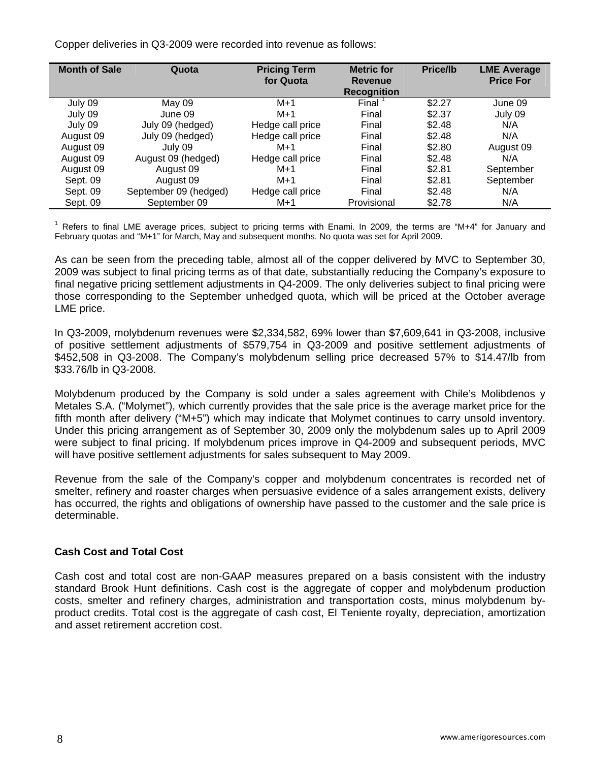Copper deliveries in Q3-2009 were recorded into revenue as follows:

| Month of Sale | Quota | Pricing Term for Quota | Metric for Revenue Recognition | Price/lb | LME Average Price For |
|---|---|---|---|---|---|
| July 09 | May 09 | M+1 | Final [1] | $2.27 | June 09 |
| July 09 | June 09 | M+1 | Final | $2.37 | July 09 |
| July 09 | July 09 (hedged) | Hedge call price | Final | $2.48 | N/A |
| August 09 | July 09 (hedged) | Hedge call price | Final | $2.48 | N/A |
| August 09 | July 09 | M+1 | Final | $2.80 | August 09 |
| August 09 | August 09 (hedged) | Hedge call price | Final | $2.48 | N/A |
| August 09 | August 09 | M+1 | Final | $2.81 | September |
| Sept. 09 | August 09 | M+1 | Final | $2.81 | September |
| Sept. 09 | September 09 (hedged) | Hedge call price | Final | $2.48 | N/A |
| Sept. 09 | September 09 | M+1 | Provisional | $2.78 | N/A |

[1] Refers to final LME average prices, subject to pricing terms with Enami. In 2009, the terms are "M+4" for January and February quotas and "M+1" for March, May and subsequent months. No quota was set for April 2009.

As can be seen from the preceding table, almost all of the copper delivered by MVC to September 30, 2009 was subject to final pricing terms as of that date, substantially reducing the Company's exposure to final negative pricing settlement adjustments in Q4-2009. The only deliveries subject to final pricing were those corresponding to the September unhedged quota, which will be priced at the October average LME price.

In Q3-2009, molybdenum revenues were $2,334,582, 69% lower than $7,609,641 in Q3-2008, inclusive of positive settlement adjustments of $579,754 in Q3-2009 and positive settlement adjustments of $452,508 in Q3-2008. The Company's molybdenum selling price decreased 57% to $14.47/lb from $33.76/lb in Q3-2008.

Molybdenum produced by the Company is sold under a sales agreement with Chile's Molibdenos y Metales S.A. ("Molymet"), which currently provides that the sale price is the average market price for the fifth month after delivery ("M+5") which may indicate that Molymet continues to carry unsold inventory. Under this pricing arrangement as of September 30, 2009 only the molybdenum sales up to April 2009 were subject to final pricing. If molybdenum prices improve in Q4-2009 and subsequent periods, MVC will have positive settlement adjustments for sales subsequent to May 2009.

Revenue from the sale of the Company's copper and molybdenum concentrates is recorded net of smelter, refinery and roaster charges when persuasive evidence of a sales arrangement exists, delivery has occurred, the rights and obligations of ownership have passed to the customer and the sale price is determinable.

## Cash Cost and Total Cost

Cash cost and total cost are non-GAAP measures prepared on a basis consistent with the industry standard Brook Hunt definitions. Cash cost is the aggregate of copper and molybdenum production costs, smelter and refinery charges, administration and transportation costs, minus molybdenum by-product credits. Total cost is the aggregate of cash cost, El Teniente royalty, depreciation, amortization and asset retirement accretion cost.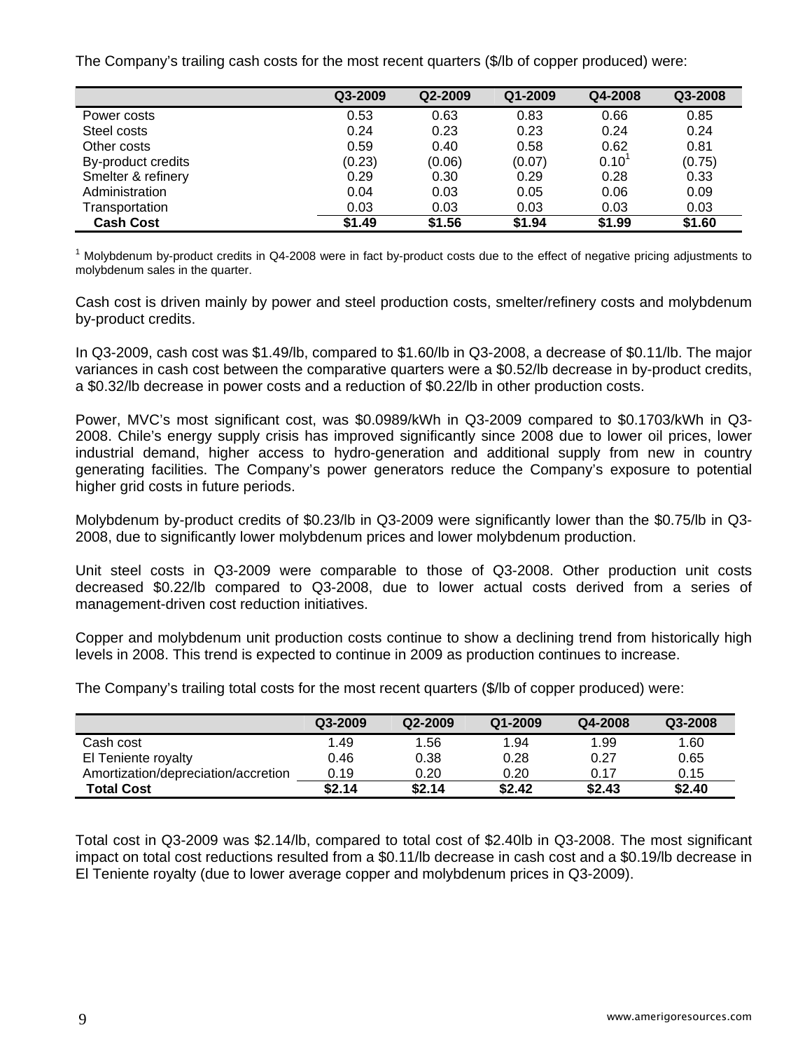The Company's trailing cash costs for the most recent quarters ($/lb of copper produced) were:

| | Q3-2009 | Q2-2009 | Q1-2009 | Q4-2008 | Q3-2008 |
|---|---|---|---|---|---|
| Power costs | 0.53 | 0.63 | 0.83 | 0.66 | 0.85 |
| Steel costs | 0.24 | 0.23 | 0.23 | 0.24 | 0.24 |
| Other costs | 0.59 | 0.40 | 0.58 | 0.62 | 0.81 |
| By-product credits | (0.23) | (0.06) | (0.07) | 0.10[1] | (0.75) |
| Smelter & refinery | 0.29 | 0.30 | 0.29 | 0.28 | 0.33 |
| Administration | 0.04 | 0.03 | 0.05 | 0.06 | 0.09 |
| Transportation | 0.03 | 0.03 | 0.03 | 0.03 | 0.03 |
| **Cash Cost** | **$1.49** | **$1.56** | **$1.94** | **$1.99** | **$1.60** |

[1] Molybdenum by-product credits in Q4-2008 were in fact by-product costs due to the effect of negative pricing adjustments to molybdenum sales in the quarter.

Cash cost is driven mainly by power and steel production costs, smelter/refinery costs and molybdenum by-product credits.

In Q3-2009, cash cost was $1.49/lb, compared to $1.60/lb in Q3-2008, a decrease of $0.11/lb. The major variances in cash cost between the comparative quarters were a $0.52/lb decrease in by-product credits, a $0.32/lb decrease in power costs and a reduction of $0.22/lb in other production costs.

Power, MVC's most significant cost, was $0.0989/kWh in Q3-2009 compared to $0.1703/kWh in Q3-2008. Chile's energy supply crisis has improved significantly since 2008 due to lower oil prices, lower industrial demand, higher access to hydro-generation and additional supply from new in country generating facilities. The Company's power generators reduce the Company's exposure to potential higher grid costs in future periods.

Molybdenum by-product credits of $0.23/lb in Q3-2009 were significantly lower than the $0.75/lb in Q3-2008, due to significantly lower molybdenum prices and lower molybdenum production.

Unit steel costs in Q3-2009 were comparable to those of Q3-2008. Other production unit costs decreased $0.22/lb compared to Q3-2008, due to lower actual costs derived from a series of management-driven cost reduction initiatives.

Copper and molybdenum unit production costs continue to show a declining trend from historically high levels in 2008. This trend is expected to continue in 2009 as production continues to increase.

The Company's trailing total costs for the most recent quarters ($/lb of copper produced) were:

| | Q3-2009 | Q2-2009 | Q1-2009 | Q4-2008 | Q3-2008 |
|---|---|---|---|---|---|
| Cash cost | 1.49 | 1.56 | 1.94 | 1.99 | 1.60 |
| El Teniente royalty | 0.46 | 0.38 | 0.28 | 0.27 | 0.65 |
| Amortization/depreciation/accretion | 0.19 | 0.20 | 0.20 | 0.17 | 0.15 |
| **Total Cost** | **$2.14** | **$2.14** | **$2.42** | **$2.43** | **$2.40** |

Total cost in Q3-2009 was $2.14/lb, compared to total cost of $2.40lb in Q3-2008. The most significant impact on total cost reductions resulted from a $0.11/lb decrease in cash cost and a $0.19/lb decrease in El Teniente royalty (due to lower average copper and molybdenum prices in Q3-2009).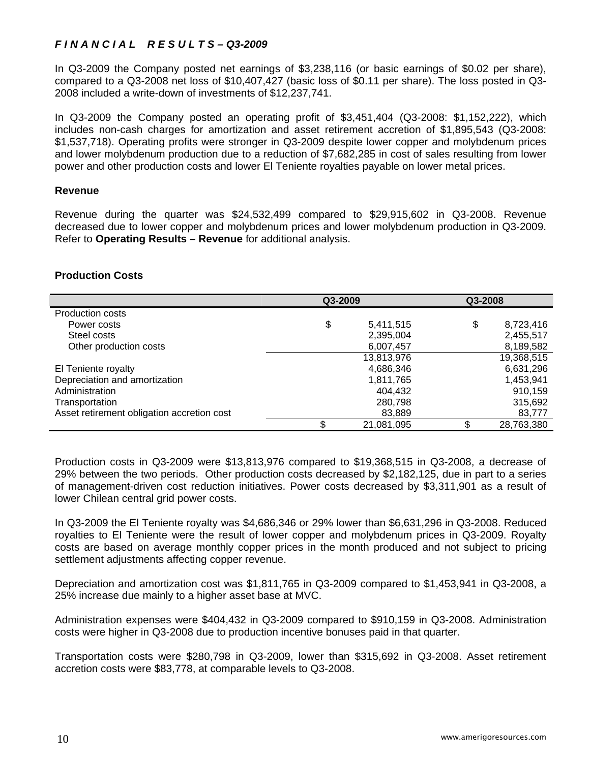## *F I N A N C I A L   R E S U L T S – Q3-2009*

In Q3-2009 the Company posted net earnings of $3,238,116 (or basic earnings of $0.02 per share), compared to a Q3-2008 net loss of $10,407,427 (basic loss of $0.11 per share). The loss posted in Q3-2008 included a write-down of investments of $12,237,741.

In Q3-2009 the Company posted an operating profit of $3,451,404 (Q3-2008: $1,152,222), which includes non-cash charges for amortization and asset retirement accretion of $1,895,543 (Q3-2008: $1,537,718). Operating profits were stronger in Q3-2009 despite lower copper and molybdenum prices and lower molybdenum production due to a reduction of $7,682,285 in cost of sales resulting from lower power and other production costs and lower El Teniente royalties payable on lower metal prices.

### Revenue

Revenue during the quarter was $24,532,499 compared to $29,915,602 in Q3-2008. Revenue decreased due to lower copper and molybdenum prices and lower molybdenum production in Q3-2009. Refer to **Operating Results – Revenue** for additional analysis.

### Production Costs

| | Q3-2009 | Q3-2008 |
|---|---|---|
| Production costs | | |
| Power costs | $ 5,411,515 | $ 8,723,416 |
| Steel costs | 2,395,004 | 2,455,517 |
| Other production costs | 6,007,457 | 8,189,582 |
| | 13,813,976 | 19,368,515 |
| El Teniente royalty | 4,686,346 | 6,631,296 |
| Depreciation and amortization | 1,811,765 | 1,453,941 |
| Administration | 404,432 | 910,159 |
| Transportation | 280,798 | 315,692 |
| Asset retirement obligation accretion cost | 83,889 | 83,777 |
| | $ 21,081,095 | $ 28,763,380 |

Production costs in Q3-2009 were $13,813,976 compared to $19,368,515 in Q3-2008, a decrease of 29% between the two periods. Other production costs decreased by $2,182,125, due in part to a series of management-driven cost reduction initiatives. Power costs decreased by $3,311,901 as a result of lower Chilean central grid power costs.

In Q3-2009 the El Teniente royalty was $4,686,346 or 29% lower than $6,631,296 in Q3-2008. Reduced royalties to El Teniente were the result of lower copper and molybdenum prices in Q3-2009. Royalty costs are based on average monthly copper prices in the month produced and not subject to pricing settlement adjustments affecting copper revenue.

Depreciation and amortization cost was $1,811,765 in Q3-2009 compared to $1,453,941 in Q3-2008, a 25% increase due mainly to a higher asset base at MVC.

Administration expenses were $404,432 in Q3-2009 compared to $910,159 in Q3-2008. Administration costs were higher in Q3-2008 due to production incentive bonuses paid in that quarter.

Transportation costs were $280,798 in Q3-2009, lower than $315,692 in Q3-2008. Asset retirement accretion costs were $83,778, at comparable levels to Q3-2008.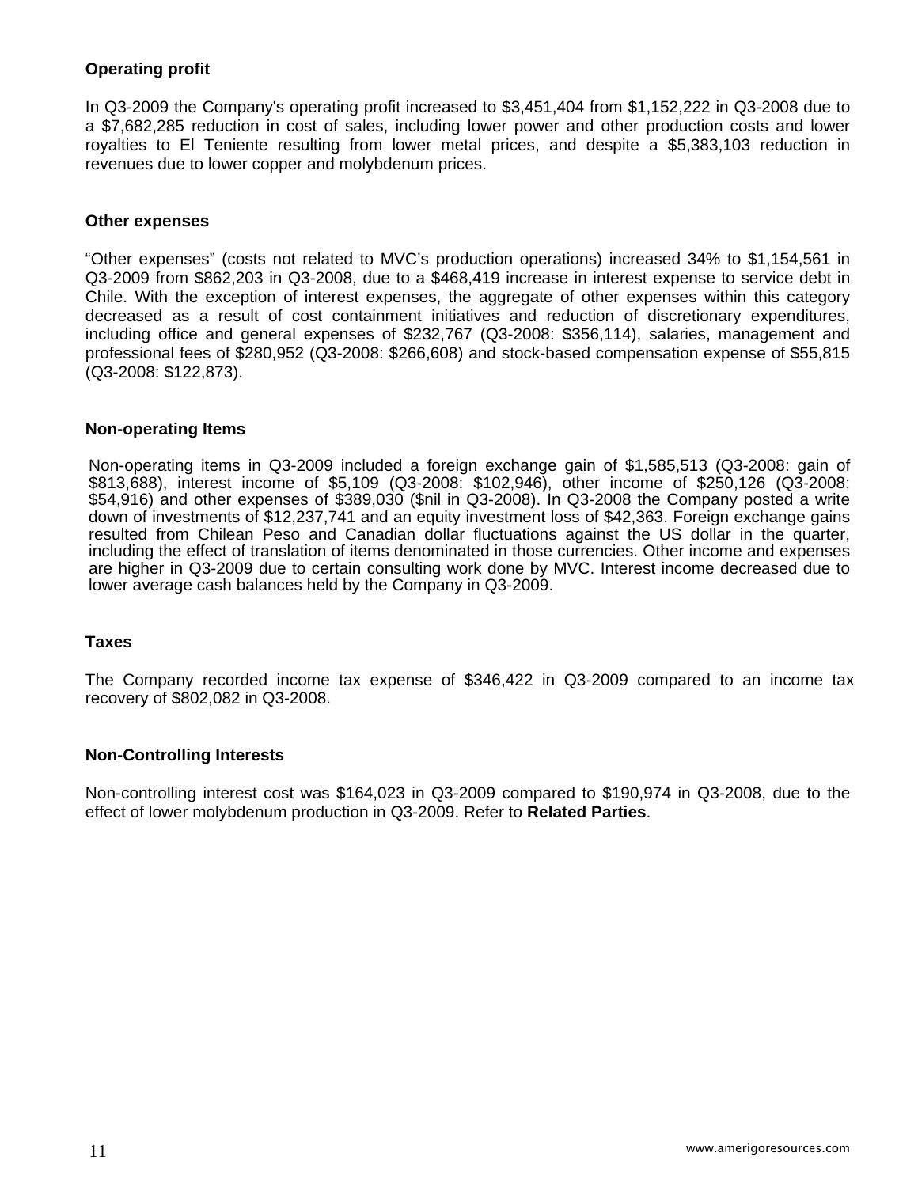**Operating profit**

In Q3-2009 the Company's operating profit increased to $3,451,404 from $1,152,222 in Q3-2008 due to a $7,682,285 reduction in cost of sales, including lower power and other production costs and lower royalties to El Teniente resulting from lower metal prices, and despite a $5,383,103 reduction in revenues due to lower copper and molybdenum prices.

**Other expenses**

"Other expenses" (costs not related to MVC's production operations) increased 34% to $1,154,561 in Q3-2009 from $862,203 in Q3-2008, due to a $468,419 increase in interest expense to service debt in Chile. With the exception of interest expenses, the aggregate of other expenses within this category decreased as a result of cost containment initiatives and reduction of discretionary expenditures, including office and general expenses of $232,767 (Q3-2008: $356,114), salaries, management and professional fees of $280,952 (Q3-2008: $266,608) and stock-based compensation expense of $55,815 (Q3-2008: $122,873).

**Non-operating Items**

Non-operating items in Q3-2009 included a foreign exchange gain of $1,585,513 (Q3-2008: gain of $813,688), interest income of $5,109 (Q3-2008: $102,946), other income of $250,126 (Q3-2008: $54,916) and other expenses of $389,030 ($nil in Q3-2008). In Q3-2008 the Company posted a write down of investments of $12,237,741 and an equity investment loss of $42,363. Foreign exchange gains resulted from Chilean Peso and Canadian dollar fluctuations against the US dollar in the quarter, including the effect of translation of items denominated in those currencies. Other income and expenses are higher in Q3-2009 due to certain consulting work done by MVC. Interest income decreased due to lower average cash balances held by the Company in Q3-2009.

**Taxes**

The Company recorded income tax expense of $346,422 in Q3-2009 compared to an income tax recovery of $802,082 in Q3-2008.

**Non-Controlling Interests**

Non-controlling interest cost was $164,023 in Q3-2009 compared to $190,974 in Q3-2008, due to the effect of lower molybdenum production in Q3-2009. Refer to **Related Parties**.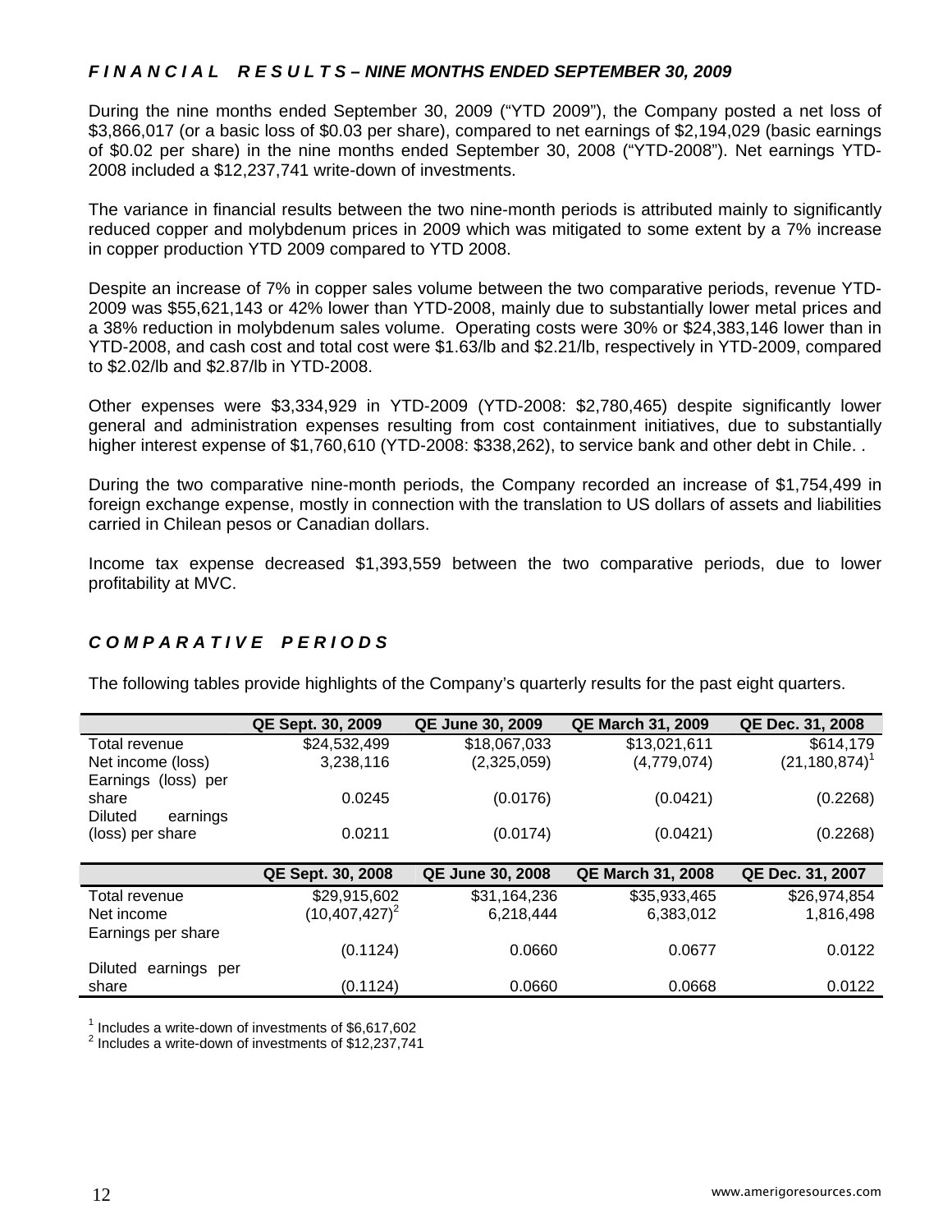## *FINANCIAL RESULTS – NINE MONTHS ENDED SEPTEMBER 30, 2009*

During the nine months ended September 30, 2009 ("YTD 2009"), the Company posted a net loss of $3,866,017 (or a basic loss of $0.03 per share), compared to net earnings of $2,194,029 (basic earnings of $0.02 per share) in the nine months ended September 30, 2008 ("YTD-2008"). Net earnings YTD-2008 included a $12,237,741 write-down of investments.

The variance in financial results between the two nine-month periods is attributed mainly to significantly reduced copper and molybdenum prices in 2009 which was mitigated to some extent by a 7% increase in copper production YTD 2009 compared to YTD 2008.

Despite an increase of 7% in copper sales volume between the two comparative periods, revenue YTD-2009 was $55,621,143 or 42% lower than YTD-2008, mainly due to substantially lower metal prices and a 38% reduction in molybdenum sales volume. Operating costs were 30% or $24,383,146 lower than in YTD-2008, and cash cost and total cost were $1.63/lb and $2.21/lb, respectively in YTD-2009, compared to $2.02/lb and $2.87/lb in YTD-2008.

Other expenses were $3,334,929 in YTD-2009 (YTD-2008: $2,780,465) despite significantly lower general and administration expenses resulting from cost containment initiatives, due to substantially higher interest expense of $1,760,610 (YTD-2008: $338,262), to service bank and other debt in Chile. .

During the two comparative nine-month periods, the Company recorded an increase of $1,754,499 in foreign exchange expense, mostly in connection with the translation to US dollars of assets and liabilities carried in Chilean pesos or Canadian dollars.

Income tax expense decreased $1,393,559 between the two comparative periods, due to lower profitability at MVC.

## *COMPARATIVE PERIODS*

The following tables provide highlights of the Company's quarterly results for the past eight quarters.

| | QE Sept. 30, 2009 | QE June 30, 2009 | QE March 31, 2009 | QE Dec. 31, 2008 |
|---|---|---|---|---|
| Total revenue | $24,532,499 | $18,067,033 | $13,021,611 | $614,179 |
| Net income (loss) | 3,238,116 | (2,325,059) | (4,779,074) | (21,180,874)[1] |
| Earnings (loss) per share | 0.0245 | (0.0176) | (0.0421) | (0.2268) |
| Diluted earnings (loss) per share | 0.0211 | (0.0174) | (0.0421) | (0.2268) |

| | QE Sept. 30, 2008 | QE June 30, 2008 | QE March 31, 2008 | QE Dec. 31, 2007 |
|---|---|---|---|---|
| Total revenue | $29,915,602 | $31,164,236 | $35,933,465 | $26,974,854 |
| Net income | (10,407,427)[2] | 6,218,444 | 6,383,012 | 1,816,498 |
| Earnings per share | (0.1124) | 0.0660 | 0.0677 | 0.0122 |
| Diluted earnings per share | (0.1124) | 0.0660 | 0.0668 | 0.0122 |

[1] Includes a write-down of investments of $6,617,602
[2] Includes a write-down of investments of $12,237,741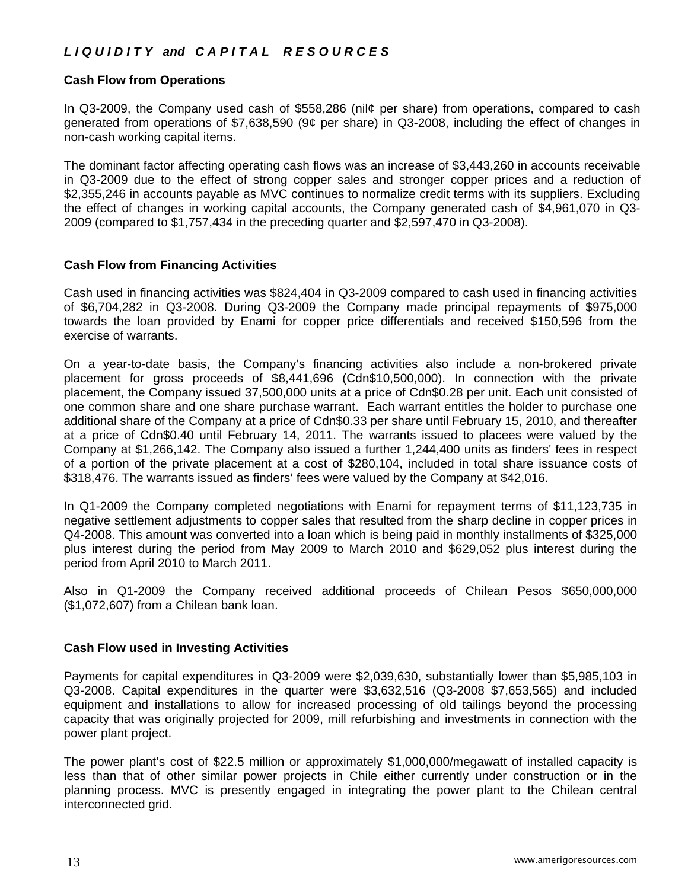## *LIQUIDITY and CAPITAL RESOURCES*

**Cash Flow from Operations**

In Q3-2009, the Company used cash of $558,286 (nil¢ per share) from operations, compared to cash generated from operations of $7,638,590 (9¢ per share) in Q3-2008, including the effect of changes in non-cash working capital items.

The dominant factor affecting operating cash flows was an increase of $3,443,260 in accounts receivable in Q3-2009 due to the effect of strong copper sales and stronger copper prices and a reduction of $2,355,246 in accounts payable as MVC continues to normalize credit terms with its suppliers. Excluding the effect of changes in working capital accounts, the Company generated cash of $4,961,070 in Q3-2009 (compared to $1,757,434 in the preceding quarter and $2,597,470 in Q3-2008).

**Cash Flow from Financing Activities**

Cash used in financing activities was $824,404 in Q3-2009 compared to cash used in financing activities of $6,704,282 in Q3-2008. During Q3-2009 the Company made principal repayments of $975,000 towards the loan provided by Enami for copper price differentials and received $150,596 from the exercise of warrants.

On a year-to-date basis, the Company's financing activities also include a non-brokered private placement for gross proceeds of $8,441,696 (Cdn$10,500,000). In connection with the private placement, the Company issued 37,500,000 units at a price of Cdn$0.28 per unit. Each unit consisted of one common share and one share purchase warrant. Each warrant entitles the holder to purchase one additional share of the Company at a price of Cdn$0.33 per share until February 15, 2010, and thereafter at a price of Cdn$0.40 until February 14, 2011. The warrants issued to placees were valued by the Company at $1,266,142. The Company also issued a further 1,244,400 units as finders' fees in respect of a portion of the private placement at a cost of $280,104, included in total share issuance costs of $318,476. The warrants issued as finders' fees were valued by the Company at $42,016.

In Q1-2009 the Company completed negotiations with Enami for repayment terms of $11,123,735 in negative settlement adjustments to copper sales that resulted from the sharp decline in copper prices in Q4-2008. This amount was converted into a loan which is being paid in monthly installments of $325,000 plus interest during the period from May 2009 to March 2010 and $629,052 plus interest during the period from April 2010 to March 2011.

Also in Q1-2009 the Company received additional proceeds of Chilean Pesos $650,000,000 ($1,072,607) from a Chilean bank loan.

**Cash Flow used in Investing Activities**

Payments for capital expenditures in Q3-2009 were $2,039,630, substantially lower than $5,985,103 in Q3-2008. Capital expenditures in the quarter were $3,632,516 (Q3-2008 $7,653,565) and included equipment and installations to allow for increased processing of old tailings beyond the processing capacity that was originally projected for 2009, mill refurbishing and investments in connection with the power plant project.

The power plant's cost of $22.5 million or approximately $1,000,000/megawatt of installed capacity is less than that of other similar power projects in Chile either currently under construction or in the planning process. MVC is presently engaged in integrating the power plant to the Chilean central interconnected grid.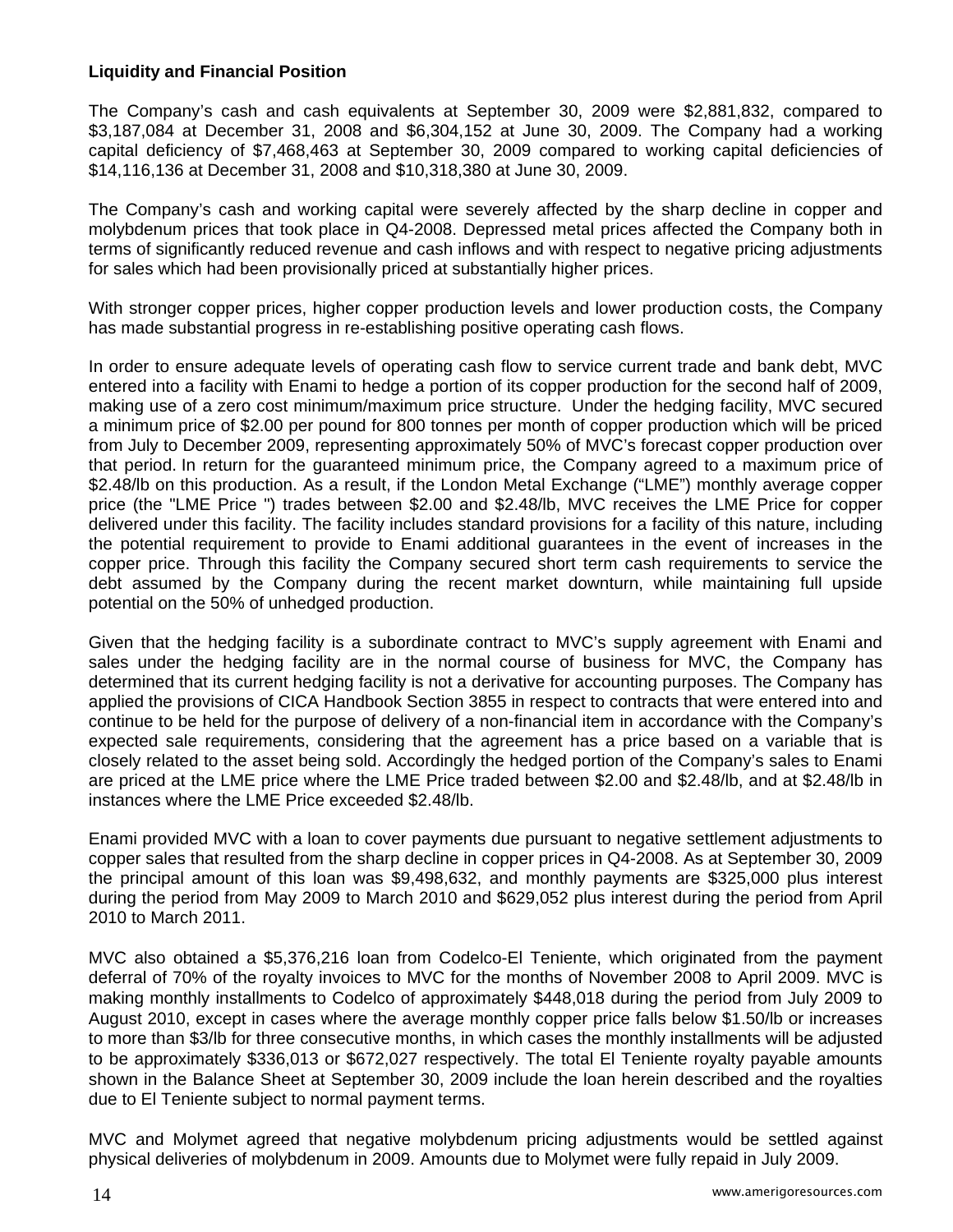**Liquidity and Financial Position**

The Company's cash and cash equivalents at September 30, 2009 were $2,881,832, compared to $3,187,084 at December 31, 2008 and $6,304,152 at June 30, 2009. The Company had a working capital deficiency of $7,468,463 at September 30, 2009 compared to working capital deficiencies of $14,116,136 at December 31, 2008 and $10,318,380 at June 30, 2009.

The Company's cash and working capital were severely affected by the sharp decline in copper and molybdenum prices that took place in Q4-2008. Depressed metal prices affected the Company both in terms of significantly reduced revenue and cash inflows and with respect to negative pricing adjustments for sales which had been provisionally priced at substantially higher prices.

With stronger copper prices, higher copper production levels and lower production costs, the Company has made substantial progress in re-establishing positive operating cash flows.

In order to ensure adequate levels of operating cash flow to service current trade and bank debt, MVC entered into a facility with Enami to hedge a portion of its copper production for the second half of 2009, making use of a zero cost minimum/maximum price structure. Under the hedging facility, MVC secured a minimum price of $2.00 per pound for 800 tonnes per month of copper production which will be priced from July to December 2009, representing approximately 50% of MVC's forecast copper production over that period. In return for the guaranteed minimum price, the Company agreed to a maximum price of $2.48/lb on this production. As a result, if the London Metal Exchange ("LME") monthly average copper price (the "LME Price ") trades between $2.00 and $2.48/lb, MVC receives the LME Price for copper delivered under this facility. The facility includes standard provisions for a facility of this nature, including the potential requirement to provide to Enami additional guarantees in the event of increases in the copper price. Through this facility the Company secured short term cash requirements to service the debt assumed by the Company during the recent market downturn, while maintaining full upside potential on the 50% of unhedged production.

Given that the hedging facility is a subordinate contract to MVC's supply agreement with Enami and sales under the hedging facility are in the normal course of business for MVC, the Company has determined that its current hedging facility is not a derivative for accounting purposes. The Company has applied the provisions of CICA Handbook Section 3855 in respect to contracts that were entered into and continue to be held for the purpose of delivery of a non-financial item in accordance with the Company's expected sale requirements, considering that the agreement has a price based on a variable that is closely related to the asset being sold. Accordingly the hedged portion of the Company's sales to Enami are priced at the LME price where the LME Price traded between $2.00 and $2.48/lb, and at $2.48/lb in instances where the LME Price exceeded $2.48/lb.

Enami provided MVC with a loan to cover payments due pursuant to negative settlement adjustments to copper sales that resulted from the sharp decline in copper prices in Q4-2008. As at September 30, 2009 the principal amount of this loan was $9,498,632, and monthly payments are $325,000 plus interest during the period from May 2009 to March 2010 and $629,052 plus interest during the period from April 2010 to March 2011.

MVC also obtained a $5,376,216 loan from Codelco-El Teniente, which originated from the payment deferral of 70% of the royalty invoices to MVC for the months of November 2008 to April 2009. MVC is making monthly installments to Codelco of approximately $448,018 during the period from July 2009 to August 2010, except in cases where the average monthly copper price falls below $1.50/lb or increases to more than $3/lb for three consecutive months, in which cases the monthly installments will be adjusted to be approximately $336,013 or $672,027 respectively. The total El Teniente royalty payable amounts shown in the Balance Sheet at September 30, 2009 include the loan herein described and the royalties due to El Teniente subject to normal payment terms.

MVC and Molymet agreed that negative molybdenum pricing adjustments would be settled against physical deliveries of molybdenum in 2009. Amounts due to Molymet were fully repaid in July 2009.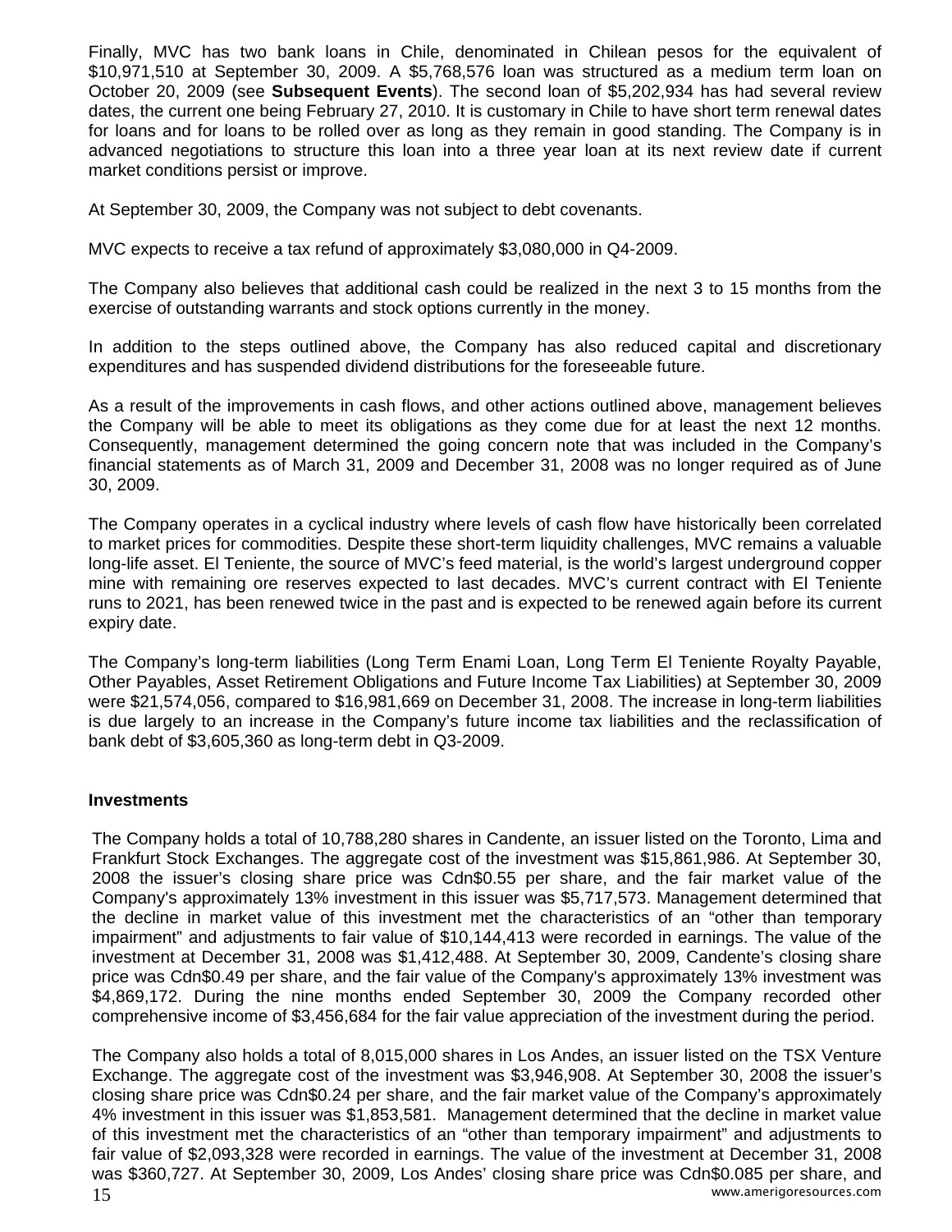Finally, MVC has two bank loans in Chile, denominated in Chilean pesos for the equivalent of $10,971,510 at September 30, 2009. A $5,768,576 loan was structured as a medium term loan on October 20, 2009 (see **Subsequent Events**). The second loan of $5,202,934 has had several review dates, the current one being February 27, 2010. It is customary in Chile to have short term renewal dates for loans and for loans to be rolled over as long as they remain in good standing. The Company is in advanced negotiations to structure this loan into a three year loan at its next review date if current market conditions persist or improve.

At September 30, 2009, the Company was not subject to debt covenants.

MVC expects to receive a tax refund of approximately $3,080,000 in Q4-2009.

The Company also believes that additional cash could be realized in the next 3 to 15 months from the exercise of outstanding warrants and stock options currently in the money.

In addition to the steps outlined above, the Company has also reduced capital and discretionary expenditures and has suspended dividend distributions for the foreseeable future.

As a result of the improvements in cash flows, and other actions outlined above, management believes the Company will be able to meet its obligations as they come due for at least the next 12 months. Consequently, management determined the going concern note that was included in the Company's financial statements as of March 31, 2009 and December 31, 2008 was no longer required as of June 30, 2009.

The Company operates in a cyclical industry where levels of cash flow have historically been correlated to market prices for commodities. Despite these short-term liquidity challenges, MVC remains a valuable long-life asset. El Teniente, the source of MVC's feed material, is the world's largest underground copper mine with remaining ore reserves expected to last decades. MVC's current contract with El Teniente runs to 2021, has been renewed twice in the past and is expected to be renewed again before its current expiry date.

The Company's long-term liabilities (Long Term Enami Loan, Long Term El Teniente Royalty Payable, Other Payables, Asset Retirement Obligations and Future Income Tax Liabilities) at September 30, 2009 were $21,574,056, compared to $16,981,669 on December 31, 2008. The increase in long-term liabilities is due largely to an increase in the Company's future income tax liabilities and the reclassification of bank debt of $3,605,360 as long-term debt in Q3-2009.

**Investments**

The Company holds a total of 10,788,280 shares in Candente, an issuer listed on the Toronto, Lima and Frankfurt Stock Exchanges. The aggregate cost of the investment was $15,861,986. At September 30, 2008 the issuer's closing share price was Cdn$0.55 per share, and the fair market value of the Company's approximately 13% investment in this issuer was $5,717,573. Management determined that the decline in market value of this investment met the characteristics of an "other than temporary impairment" and adjustments to fair value of $10,144,413 were recorded in earnings. The value of the investment at December 31, 2008 was $1,412,488. At September 30, 2009, Candente's closing share price was Cdn$0.49 per share, and the fair value of the Company's approximately 13% investment was $4,869,172. During the nine months ended September 30, 2009 the Company recorded other comprehensive income of $3,456,684 for the fair value appreciation of the investment during the period.

The Company also holds a total of 8,015,000 shares in Los Andes, an issuer listed on the TSX Venture Exchange. The aggregate cost of the investment was $3,946,908. At September 30, 2008 the issuer's closing share price was Cdn$0.24 per share, and the fair market value of the Company's approximately 4% investment in this issuer was $1,853,581. Management determined that the decline in market value of this investment met the characteristics of an "other than temporary impairment" and adjustments to fair value of $2,093,328 were recorded in earnings. The value of the investment at December 31, 2008 was $360,727. At September 30, 2009, Los Andes' closing share price was Cdn$0.085 per share, and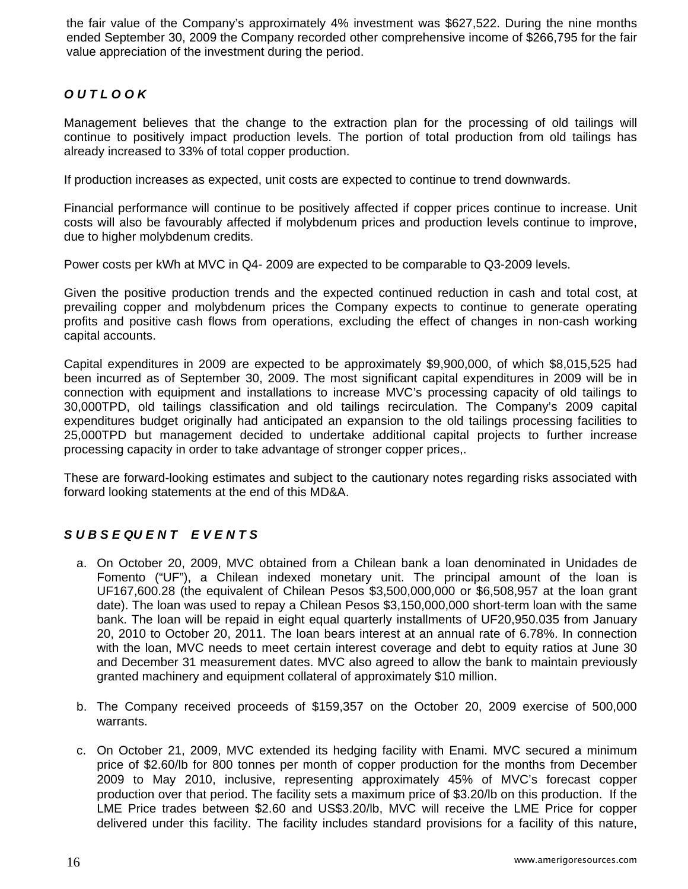the fair value of the Company's approximately 4% investment was $627,522. During the nine months ended September 30, 2009 the Company recorded other comprehensive income of $266,795 for the fair value appreciation of the investment during the period.

## *O U T L O O K*

Management believes that the change to the extraction plan for the processing of old tailings will continue to positively impact production levels. The portion of total production from old tailings has already increased to 33% of total copper production.

If production increases as expected, unit costs are expected to continue to trend downwards.

Financial performance will continue to be positively affected if copper prices continue to increase. Unit costs will also be favourably affected if molybdenum prices and production levels continue to improve, due to higher molybdenum credits.

Power costs per kWh at MVC in Q4- 2009 are expected to be comparable to Q3-2009 levels.

Given the positive production trends and the expected continued reduction in cash and total cost, at prevailing copper and molybdenum prices the Company expects to continue to generate operating profits and positive cash flows from operations, excluding the effect of changes in non-cash working capital accounts.

Capital expenditures in 2009 are expected to be approximately $9,900,000, of which $8,015,525 had been incurred as of September 30, 2009. The most significant capital expenditures in 2009 will be in connection with equipment and installations to increase MVC's processing capacity of old tailings to 30,000TPD, old tailings classification and old tailings recirculation. The Company's 2009 capital expenditures budget originally had anticipated an expansion to the old tailings processing facilities to 25,000TPD but management decided to undertake additional capital projects to further increase processing capacity in order to take advantage of stronger copper prices,.

These are forward-looking estimates and subject to the cautionary notes regarding risks associated with forward looking statements at the end of this MD&A.

## *S U B S E QU E N T   E V E N T S*

a. On October 20, 2009, MVC obtained from a Chilean bank a loan denominated in Unidades de Fomento ("UF"), a Chilean indexed monetary unit. The principal amount of the loan is UF167,600.28 (the equivalent of Chilean Pesos $3,500,000,000 or $6,508,957 at the loan grant date). The loan was used to repay a Chilean Pesos $3,150,000,000 short-term loan with the same bank. The loan will be repaid in eight equal quarterly installments of UF20,950.035 from January 20, 2010 to October 20, 2011. The loan bears interest at an annual rate of 6.78%. In connection with the loan, MVC needs to meet certain interest coverage and debt to equity ratios at June 30 and December 31 measurement dates. MVC also agreed to allow the bank to maintain previously granted machinery and equipment collateral of approximately $10 million.

b. The Company received proceeds of $159,357 on the October 20, 2009 exercise of 500,000 warrants.

c. On October 21, 2009, MVC extended its hedging facility with Enami. MVC secured a minimum price of $2.60/lb for 800 tonnes per month of copper production for the months from December 2009 to May 2010, inclusive, representing approximately 45% of MVC's forecast copper production over that period. The facility sets a maximum price of $3.20/lb on this production. If the LME Price trades between $2.60 and US$3.20/lb, MVC will receive the LME Price for copper delivered under this facility. The facility includes standard provisions for a facility of this nature,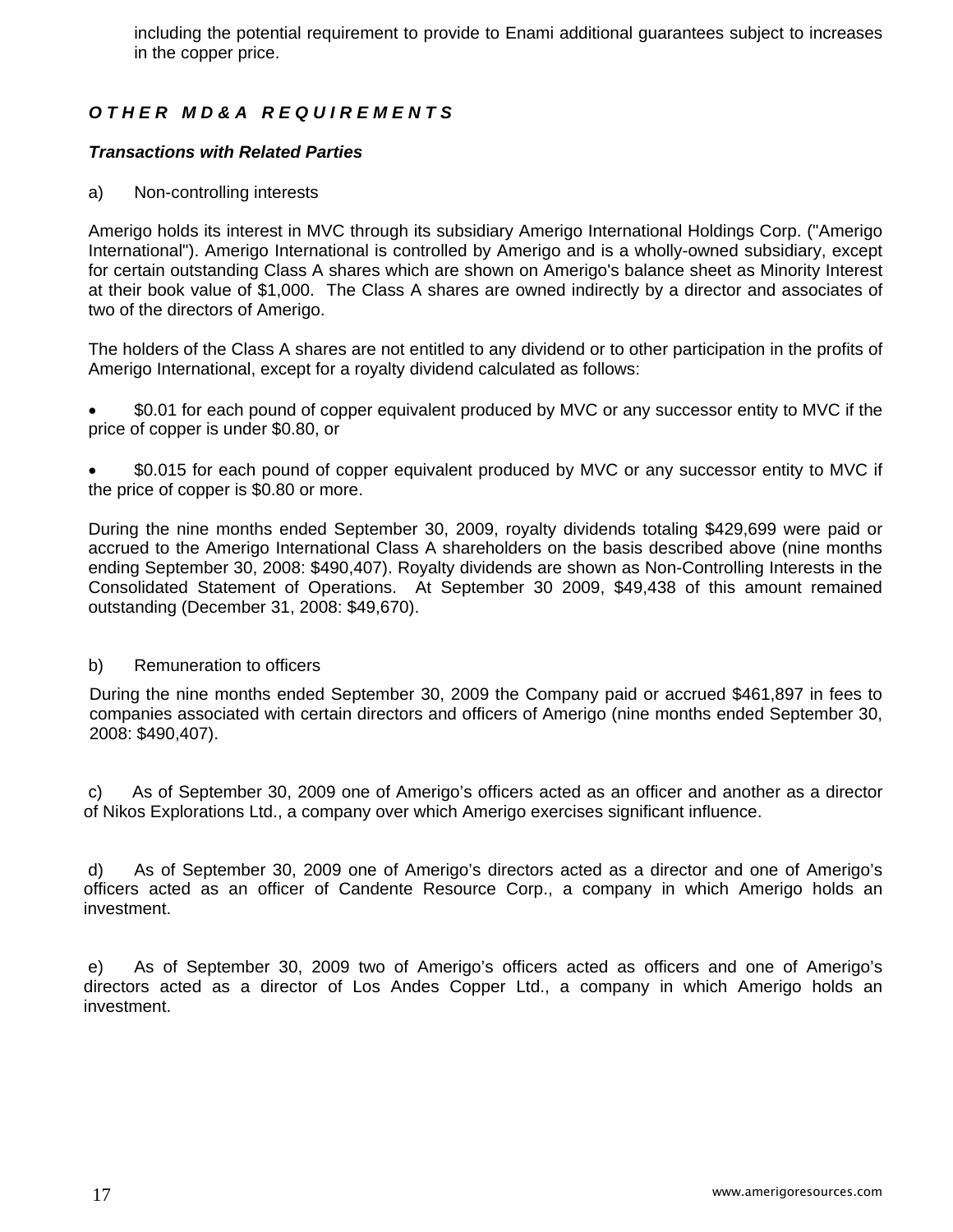including the potential requirement to provide to Enami additional guarantees subject to increases in the copper price.

## *OTHER MD&A REQUIREMENTS*

### *Transactions with Related Parties*

a) Non-controlling interests

Amerigo holds its interest in MVC through its subsidiary Amerigo International Holdings Corp. ("Amerigo International"). Amerigo International is controlled by Amerigo and is a wholly-owned subsidiary, except for certain outstanding Class A shares which are shown on Amerigo's balance sheet as Minority Interest at their book value of $1,000. The Class A shares are owned indirectly by a director and associates of two of the directors of Amerigo.

The holders of the Class A shares are not entitled to any dividend or to other participation in the profits of Amerigo International, except for a royalty dividend calculated as follows:

- $0.01 for each pound of copper equivalent produced by MVC or any successor entity to MVC if the price of copper is under $0.80, or
- $0.015 for each pound of copper equivalent produced by MVC or any successor entity to MVC if the price of copper is $0.80 or more.

During the nine months ended September 30, 2009, royalty dividends totaling $429,699 were paid or accrued to the Amerigo International Class A shareholders on the basis described above (nine months ending September 30, 2008: $490,407). Royalty dividends are shown as Non-Controlling Interests in the Consolidated Statement of Operations. At September 30 2009, $49,438 of this amount remained outstanding (December 31, 2008: $49,670).

b) Remuneration to officers

During the nine months ended September 30, 2009 the Company paid or accrued $461,897 in fees to companies associated with certain directors and officers of Amerigo (nine months ended September 30, 2008: $490,407).

c) As of September 30, 2009 one of Amerigo's officers acted as an officer and another as a director of Nikos Explorations Ltd., a company over which Amerigo exercises significant influence.

d) As of September 30, 2009 one of Amerigo's directors acted as a director and one of Amerigo's officers acted as an officer of Candente Resource Corp., a company in which Amerigo holds an investment.

e) As of September 30, 2009 two of Amerigo's officers acted as officers and one of Amerigo's directors acted as a director of Los Andes Copper Ltd., a company in which Amerigo holds an investment.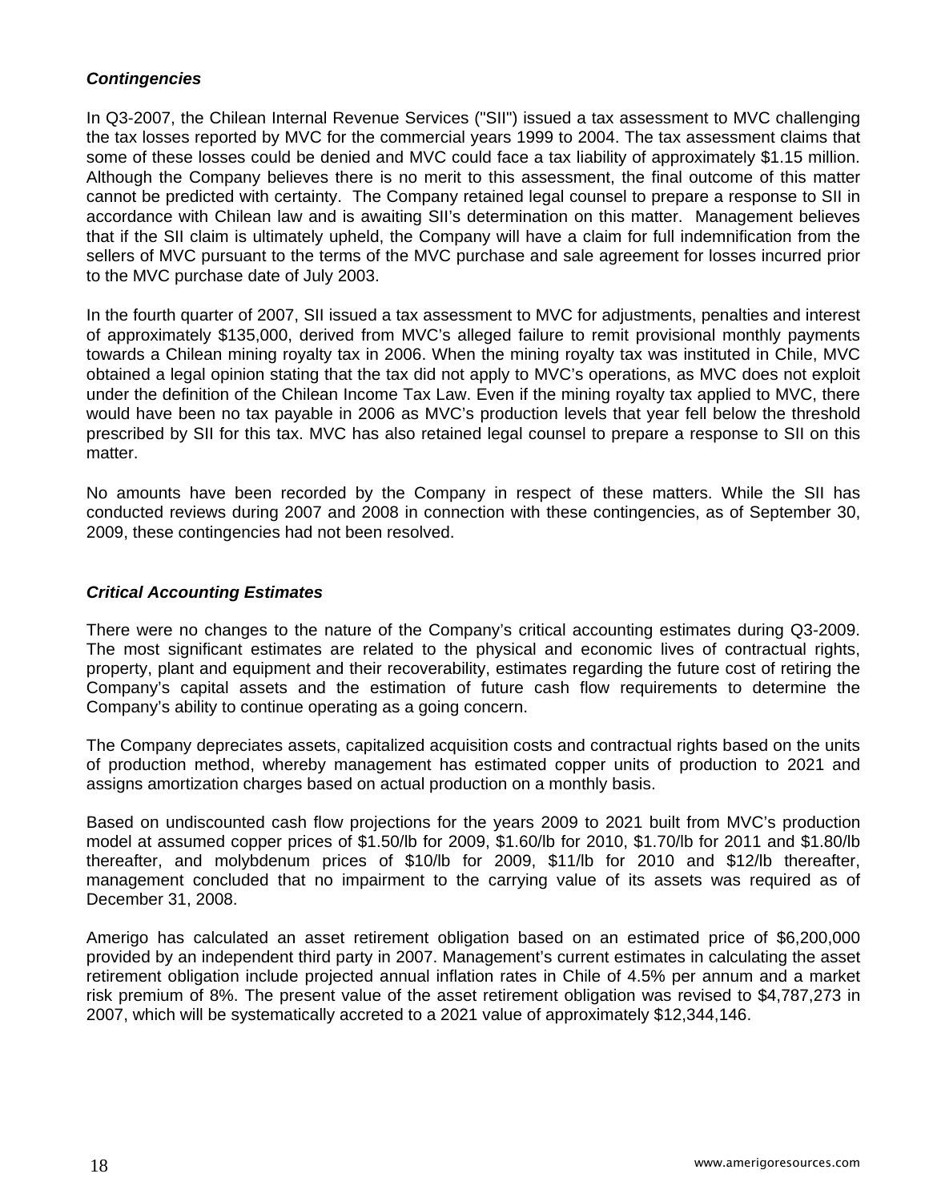### *Contingencies*

In Q3-2007, the Chilean Internal Revenue Services ("SII") issued a tax assessment to MVC challenging the tax losses reported by MVC for the commercial years 1999 to 2004. The tax assessment claims that some of these losses could be denied and MVC could face a tax liability of approximately $1.15 million. Although the Company believes there is no merit to this assessment, the final outcome of this matter cannot be predicted with certainty. The Company retained legal counsel to prepare a response to SII in accordance with Chilean law and is awaiting SII's determination on this matter. Management believes that if the SII claim is ultimately upheld, the Company will have a claim for full indemnification from the sellers of MVC pursuant to the terms of the MVC purchase and sale agreement for losses incurred prior to the MVC purchase date of July 2003.

In the fourth quarter of 2007, SII issued a tax assessment to MVC for adjustments, penalties and interest of approximately $135,000, derived from MVC's alleged failure to remit provisional monthly payments towards a Chilean mining royalty tax in 2006. When the mining royalty tax was instituted in Chile, MVC obtained a legal opinion stating that the tax did not apply to MVC's operations, as MVC does not exploit under the definition of the Chilean Income Tax Law. Even if the mining royalty tax applied to MVC, there would have been no tax payable in 2006 as MVC's production levels that year fell below the threshold prescribed by SII for this tax. MVC has also retained legal counsel to prepare a response to SII on this matter.

No amounts have been recorded by the Company in respect of these matters. While the SII has conducted reviews during 2007 and 2008 in connection with these contingencies, as of September 30, 2009, these contingencies had not been resolved.

### *Critical Accounting Estimates*

There were no changes to the nature of the Company's critical accounting estimates during Q3-2009. The most significant estimates are related to the physical and economic lives of contractual rights, property, plant and equipment and their recoverability, estimates regarding the future cost of retiring the Company's capital assets and the estimation of future cash flow requirements to determine the Company's ability to continue operating as a going concern.

The Company depreciates assets, capitalized acquisition costs and contractual rights based on the units of production method, whereby management has estimated copper units of production to 2021 and assigns amortization charges based on actual production on a monthly basis.

Based on undiscounted cash flow projections for the years 2009 to 2021 built from MVC's production model at assumed copper prices of $1.50/lb for 2009, $1.60/lb for 2010, $1.70/lb for 2011 and $1.80/lb thereafter, and molybdenum prices of $10/lb for 2009, $11/lb for 2010 and $12/lb thereafter, management concluded that no impairment to the carrying value of its assets was required as of December 31, 2008.

Amerigo has calculated an asset retirement obligation based on an estimated price of $6,200,000 provided by an independent third party in 2007. Management's current estimates in calculating the asset retirement obligation include projected annual inflation rates in Chile of 4.5% per annum and a market risk premium of 8%. The present value of the asset retirement obligation was revised to $4,787,273 in 2007, which will be systematically accreted to a 2021 value of approximately $12,344,146.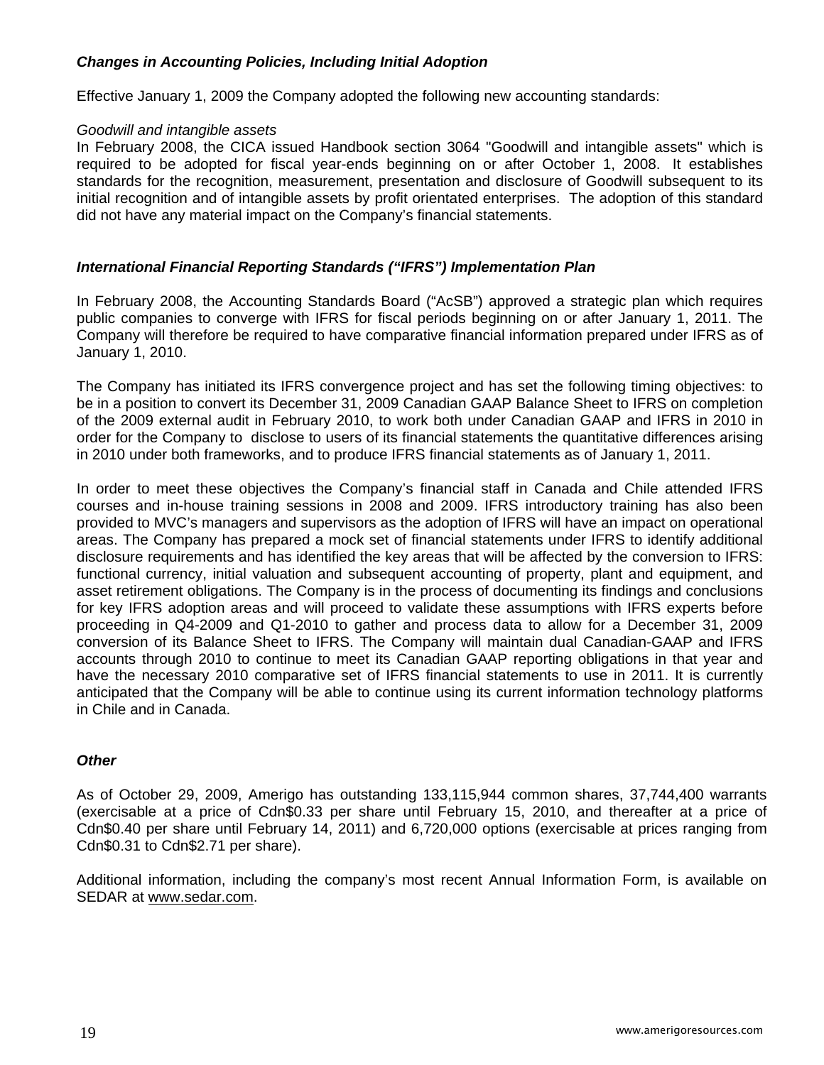### *Changes in Accounting Policies, Including Initial Adoption*

Effective January 1, 2009 the Company adopted the following new accounting standards:

*Goodwill and intangible assets*
In February 2008, the CICA issued Handbook section 3064 "Goodwill and intangible assets" which is required to be adopted for fiscal year-ends beginning on or after October 1, 2008. It establishes standards for the recognition, measurement, presentation and disclosure of Goodwill subsequent to its initial recognition and of intangible assets by profit orientated enterprises. The adoption of this standard did not have any material impact on the Company's financial statements.

### *International Financial Reporting Standards ("IFRS") Implementation Plan*

In February 2008, the Accounting Standards Board ("AcSB") approved a strategic plan which requires public companies to converge with IFRS for fiscal periods beginning on or after January 1, 2011. The Company will therefore be required to have comparative financial information prepared under IFRS as of January 1, 2010.

The Company has initiated its IFRS convergence project and has set the following timing objectives: to be in a position to convert its December 31, 2009 Canadian GAAP Balance Sheet to IFRS on completion of the 2009 external audit in February 2010, to work both under Canadian GAAP and IFRS in 2010 in order for the Company to disclose to users of its financial statements the quantitative differences arising in 2010 under both frameworks, and to produce IFRS financial statements as of January 1, 2011.

In order to meet these objectives the Company's financial staff in Canada and Chile attended IFRS courses and in-house training sessions in 2008 and 2009. IFRS introductory training has also been provided to MVC's managers and supervisors as the adoption of IFRS will have an impact on operational areas. The Company has prepared a mock set of financial statements under IFRS to identify additional disclosure requirements and has identified the key areas that will be affected by the conversion to IFRS: functional currency, initial valuation and subsequent accounting of property, plant and equipment, and asset retirement obligations. The Company is in the process of documenting its findings and conclusions for key IFRS adoption areas and will proceed to validate these assumptions with IFRS experts before proceeding in Q4-2009 and Q1-2010 to gather and process data to allow for a December 31, 2009 conversion of its Balance Sheet to IFRS. The Company will maintain dual Canadian-GAAP and IFRS accounts through 2010 to continue to meet its Canadian GAAP reporting obligations in that year and have the necessary 2010 comparative set of IFRS financial statements to use in 2011. It is currently anticipated that the Company will be able to continue using its current information technology platforms in Chile and in Canada.

### *Other*

As of October 29, 2009, Amerigo has outstanding 133,115,944 common shares, 37,744,400 warrants (exercisable at a price of Cdn$0.33 per share until February 15, 2010, and thereafter at a price of Cdn$0.40 per share until February 14, 2011) and 6,720,000 options (exercisable at prices ranging from Cdn$0.31 to Cdn$2.71 per share).

Additional information, including the company's most recent Annual Information Form, is available on SEDAR at www.sedar.com.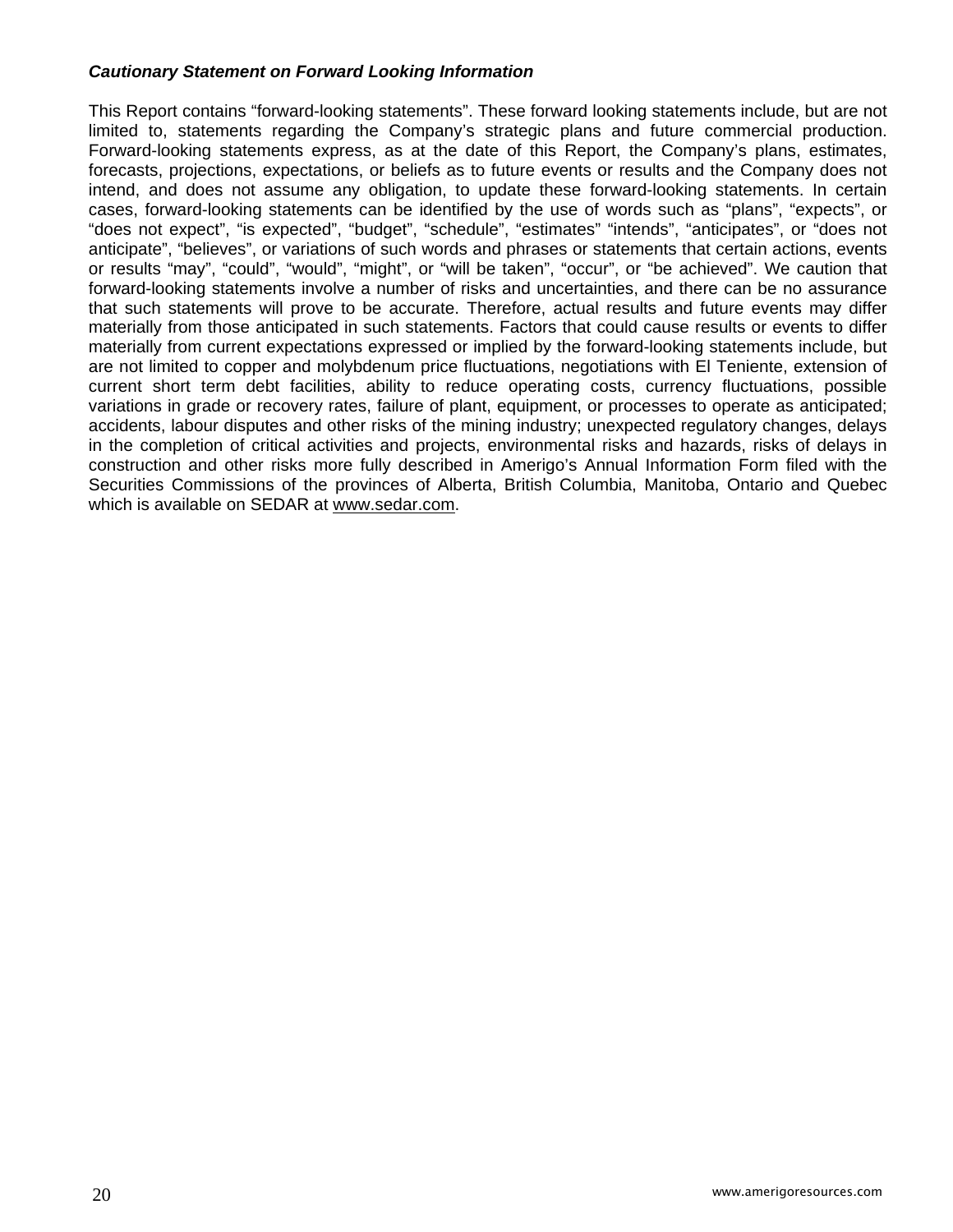***Cautionary Statement on Forward Looking Information***

This Report contains "forward-looking statements". These forward looking statements include, but are not limited to, statements regarding the Company's strategic plans and future commercial production. Forward-looking statements express, as at the date of this Report, the Company's plans, estimates, forecasts, projections, expectations, or beliefs as to future events or results and the Company does not intend, and does not assume any obligation, to update these forward-looking statements. In certain cases, forward-looking statements can be identified by the use of words such as "plans", "expects", or "does not expect", "is expected", "budget", "schedule", "estimates" "intends", "anticipates", or "does not anticipate", "believes", or variations of such words and phrases or statements that certain actions, events or results "may", "could", "would", "might", or "will be taken", "occur", or "be achieved". We caution that forward-looking statements involve a number of risks and uncertainties, and there can be no assurance that such statements will prove to be accurate. Therefore, actual results and future events may differ materially from those anticipated in such statements. Factors that could cause results or events to differ materially from current expectations expressed or implied by the forward-looking statements include, but are not limited to copper and molybdenum price fluctuations, negotiations with El Teniente, extension of current short term debt facilities, ability to reduce operating costs, currency fluctuations, possible variations in grade or recovery rates, failure of plant, equipment, or processes to operate as anticipated; accidents, labour disputes and other risks of the mining industry; unexpected regulatory changes, delays in the completion of critical activities and projects, environmental risks and hazards, risks of delays in construction and other risks more fully described in Amerigo's Annual Information Form filed with the Securities Commissions of the provinces of Alberta, British Columbia, Manitoba, Ontario and Quebec which is available on SEDAR at www.sedar.com.